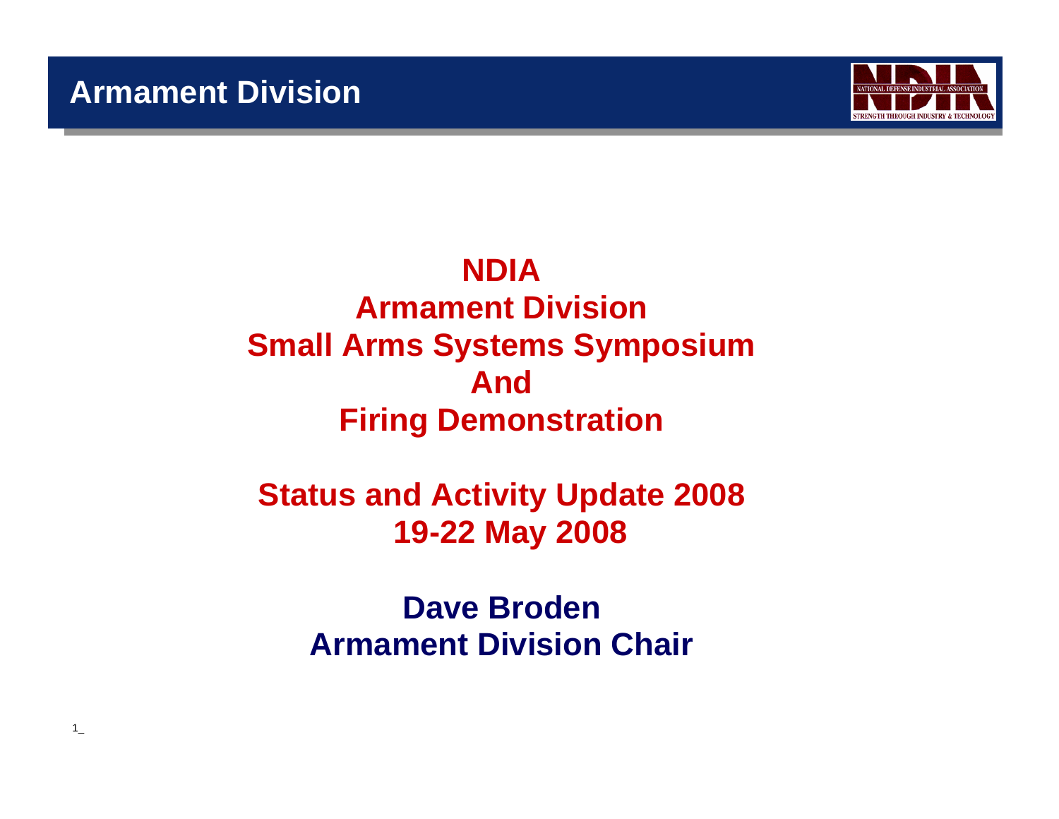# NDIA
# Armament Division
# Small Arms Systems Symposium
# And
# Firing Demonstration

## Status and Activity Update 2008
## 19-22 May 2008

**Dave Broden**
**Armament Division Chair**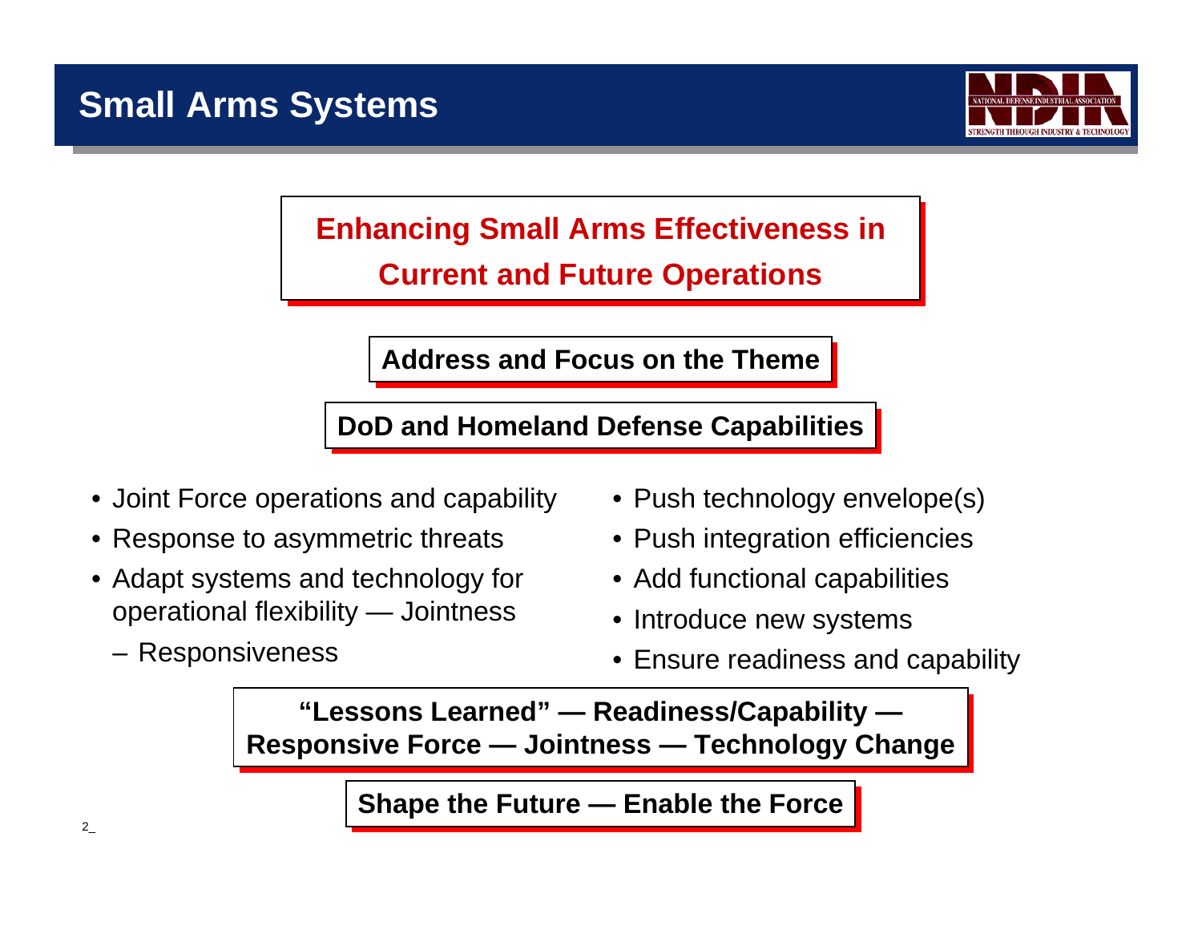# Small Arms Systems

## Enhancing Small Arms Effectiveness in Current and Future Operations

**Address and Focus on the Theme**

**DoD and Homeland Defense Capabilities**

- Joint Force operations and capability
- Response to asymmetric threats
- Adapt systems and technology for operational flexibility — Jointness
  - Responsiveness

- Push technology envelope(s)
- Push integration efficiencies
- Add functional capabilities
- Introduce new systems
- Ensure readiness and capability

**"Lessons Learned" — Readiness/Capability — Responsive Force — Jointness — Technology Change**

**Shape the Future — Enable the Force**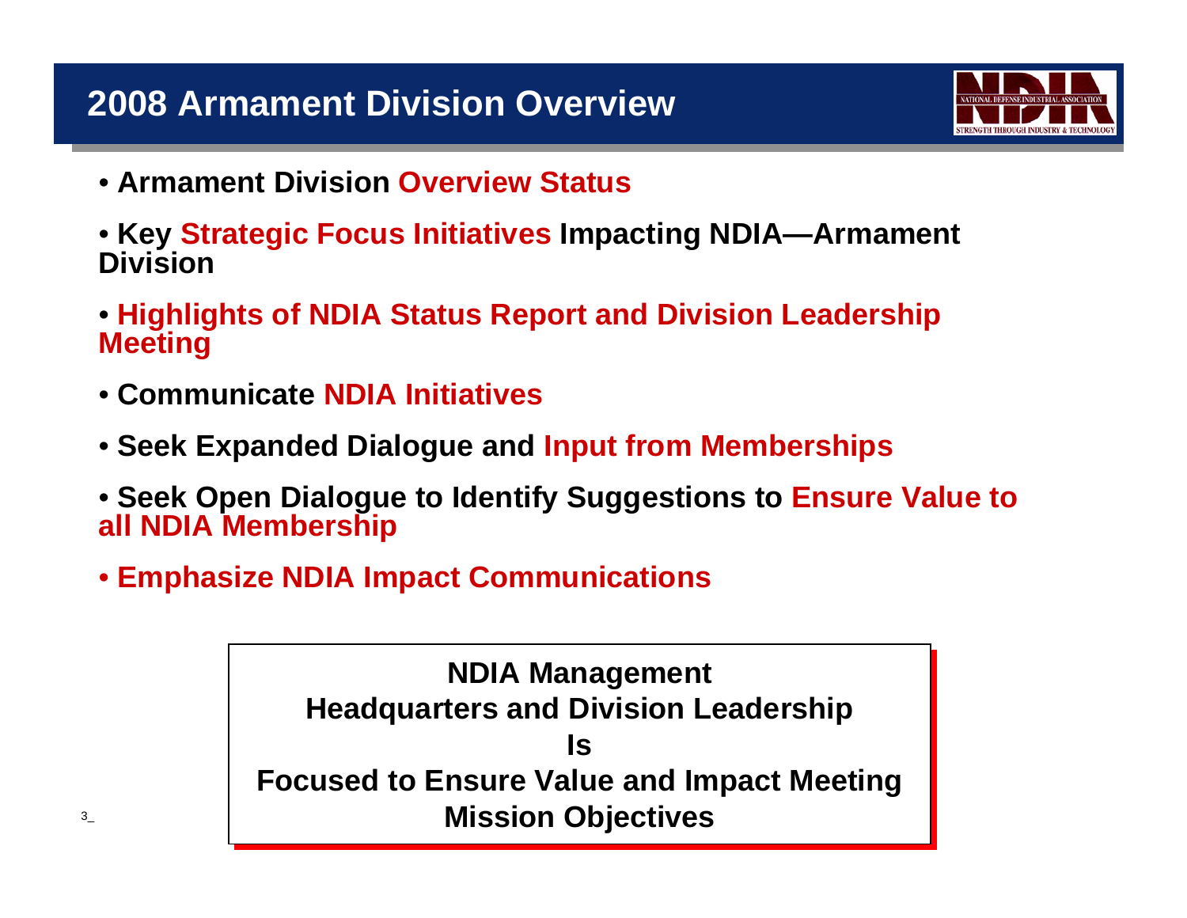# 2008 Armament Division Overview

- **Armament Division Overview Status**
- **Key Strategic Focus Initiatives Impacting NDIA—Armament Division**
- **Highlights of NDIA Status Report and Division Leadership Meeting**
- **Communicate NDIA Initiatives**
- **Seek Expanded Dialogue and Input from Memberships**
- **Seek Open Dialogue to Identify Suggestions to Ensure Value to all NDIA Membership**
- **Emphasize NDIA Impact Communications**

**NDIA Management**
**Headquarters and Division Leadership**
**Is**
**Focused to Ensure Value and Impact Meeting Mission Objectives**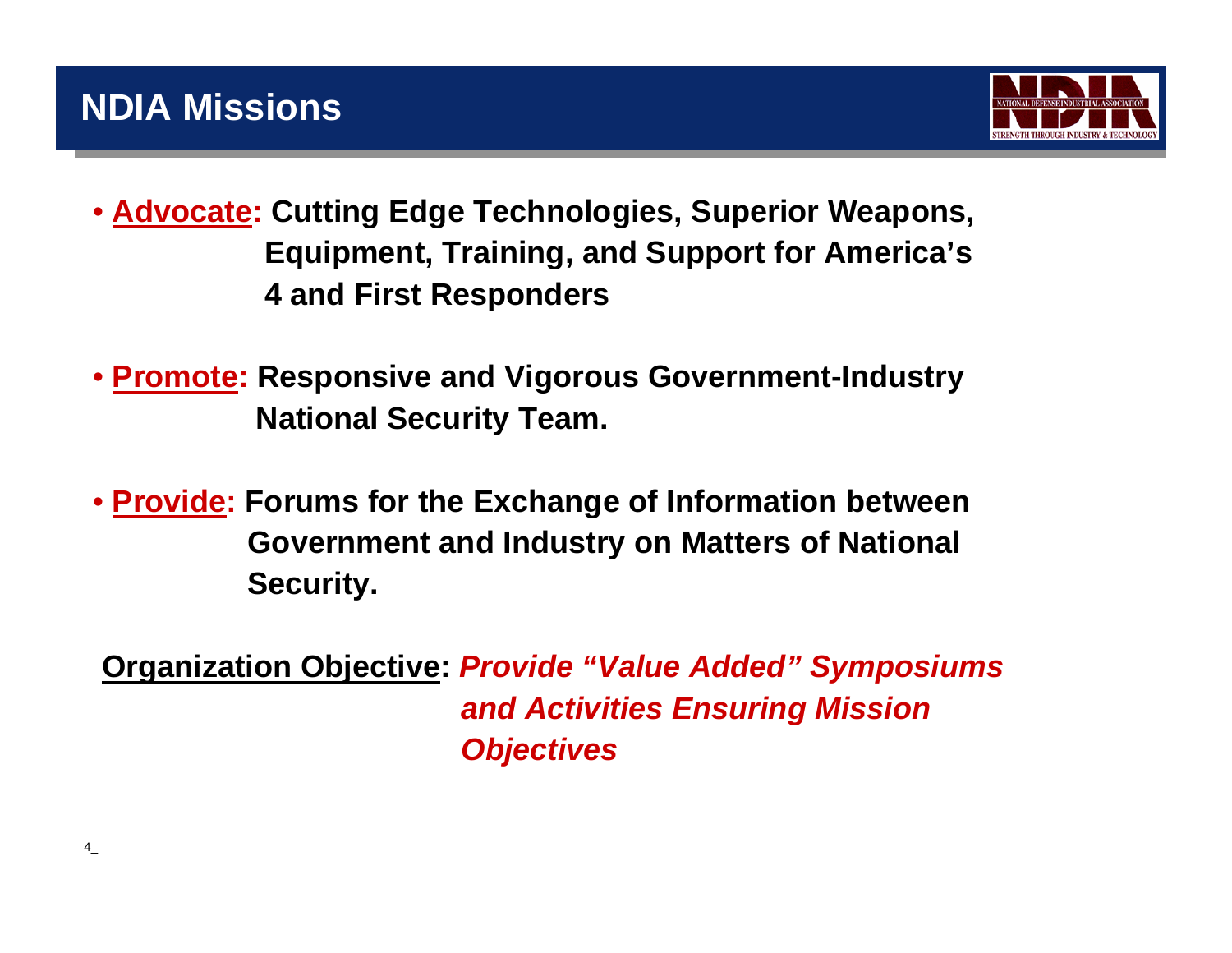# NDIA Missions

- **<u>Advocate</u>: Cutting Edge Technologies, Superior Weapons, Equipment, Training, and Support for America's 4 and First Responders**

- **<u>Promote</u>: Responsive and Vigorous Government-Industry National Security Team.**

- **<u>Provide</u>: Forums for the Exchange of Information between Government and Industry on Matters of National Security.**

**<u>Organization Objective</u>:** ***Provide "Value Added" Symposiums and Activities Ensuring Mission Objectives***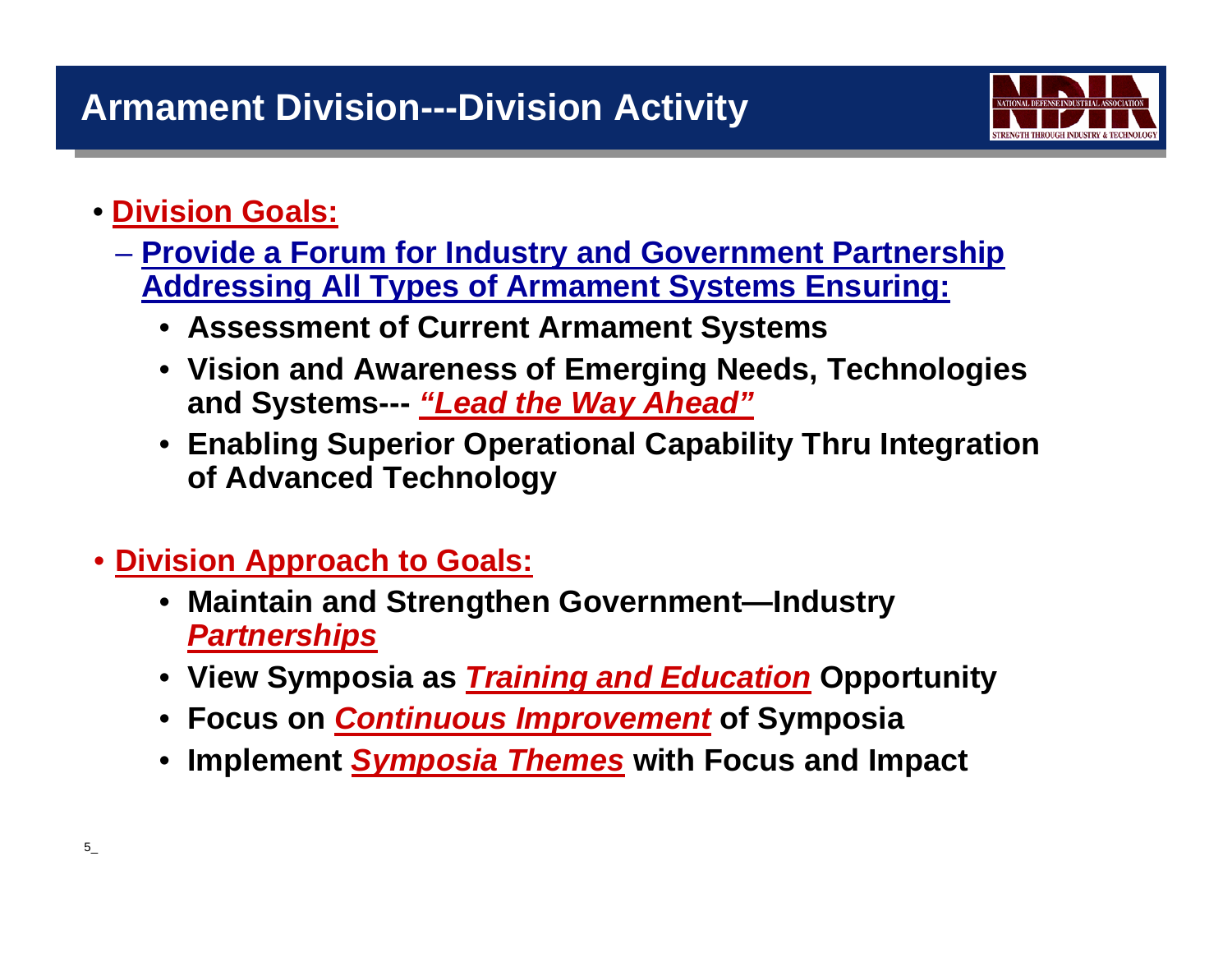# Armament Division---Division Activity

- **Division Goals:**
  - **Provide a Forum for Industry and Government Partnership Addressing All Types of Armament Systems Ensuring:**
    - **Assessment of Current Armament Systems**
    - **Vision and Awareness of Emerging Needs, Technologies and Systems--- *"Lead the Way Ahead"***
    - **Enabling Superior Operational Capability Thru Integration of Advanced Technology**

- **Division Approach to Goals:**
  - **Maintain and Strengthen Government—Industry *Partnerships***
  - **View Symposia as *Training and Education* Opportunity**
  - **Focus on *Continuous Improvement* of Symposia**
  - **Implement *Symposia Themes* with Focus and Impact**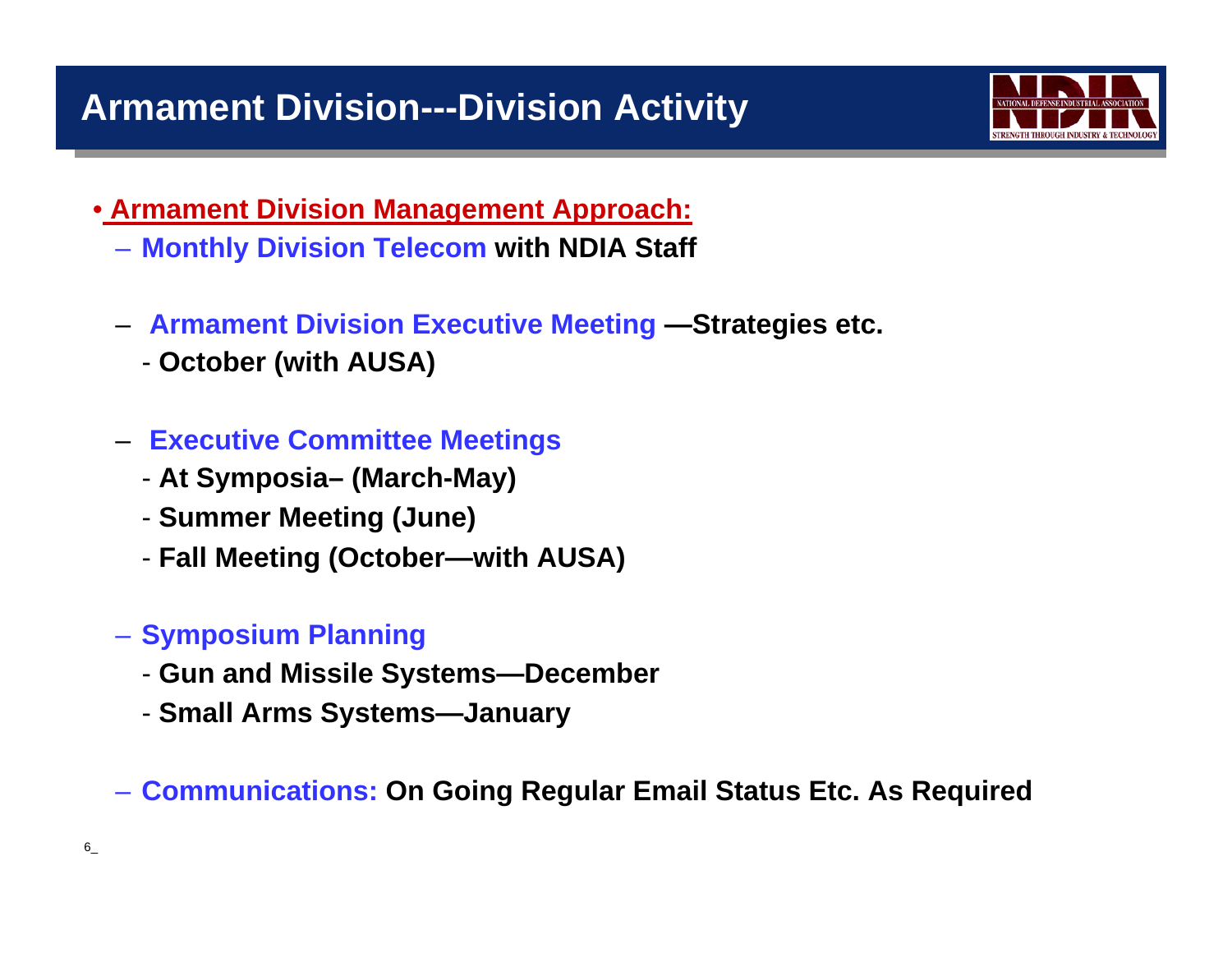# Armament Division---Division Activity

- **Armament Division Management Approach:**
  - **Monthly Division Telecom with NDIA Staff**
  - **Armament Division Executive Meeting —Strategies etc.**
    - **October (with AUSA)**
  - **Executive Committee Meetings**
    - **At Symposia– (March-May)**
    - **Summer Meeting (June)**
    - **Fall Meeting (October—with AUSA)**
  - **Symposium Planning**
    - **Gun and Missile Systems—December**
    - **Small Arms Systems—January**
  - **Communications: On Going Regular Email Status Etc. As Required**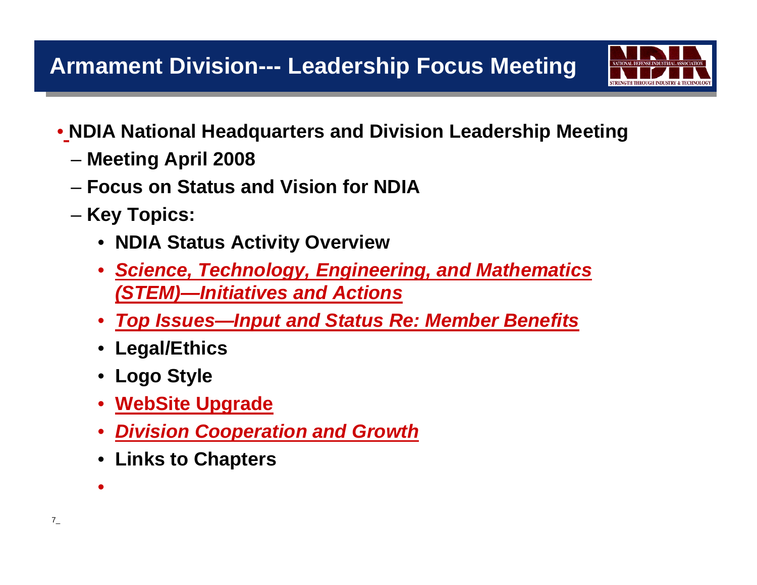# Armament Division--- Leadership Focus Meeting

- **NDIA National Headquarters and Division Leadership Meeting**
  - **Meeting April 2008**
  - **Focus on Status and Vision for NDIA**
  - **Key Topics:**
    - **NDIA Status Activity Overview**
    - ***Science, Technology, Engineering, and Mathematics (STEM)—Initiatives and Actions***
    - ***Top Issues—Input and Status Re: Member Benefits***
    - **Legal/Ethics**
    - **Logo Style**
    - **WebSite Upgrade**
    - ***Division Cooperation and Growth***
    - **Links to Chapters**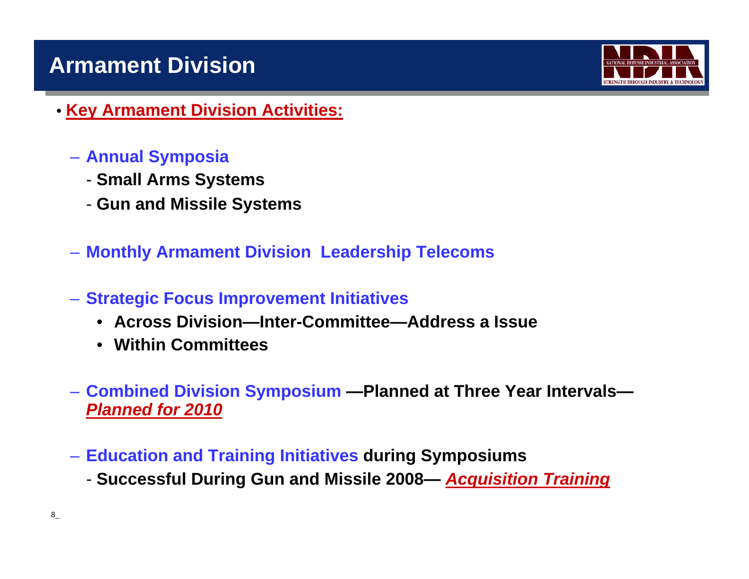# Armament Division

- **Key Armament Division Activities:**

  - **Annual Symposia**
    - **Small Arms Systems**
    - **Gun and Missile Systems**

  - **Monthly Armament Division Leadership Telecoms**

  - **Strategic Focus Improvement Initiatives**
    - **Across Division—Inter-Committee—Address a Issue**
    - **Within Committees**

  - **Combined Division Symposium —Planned at Three Year Intervals— *Planned for 2010***

  - **Education and Training Initiatives during Symposiums**
    - **Successful During Gun and Missile 2008— *Acquisition Training***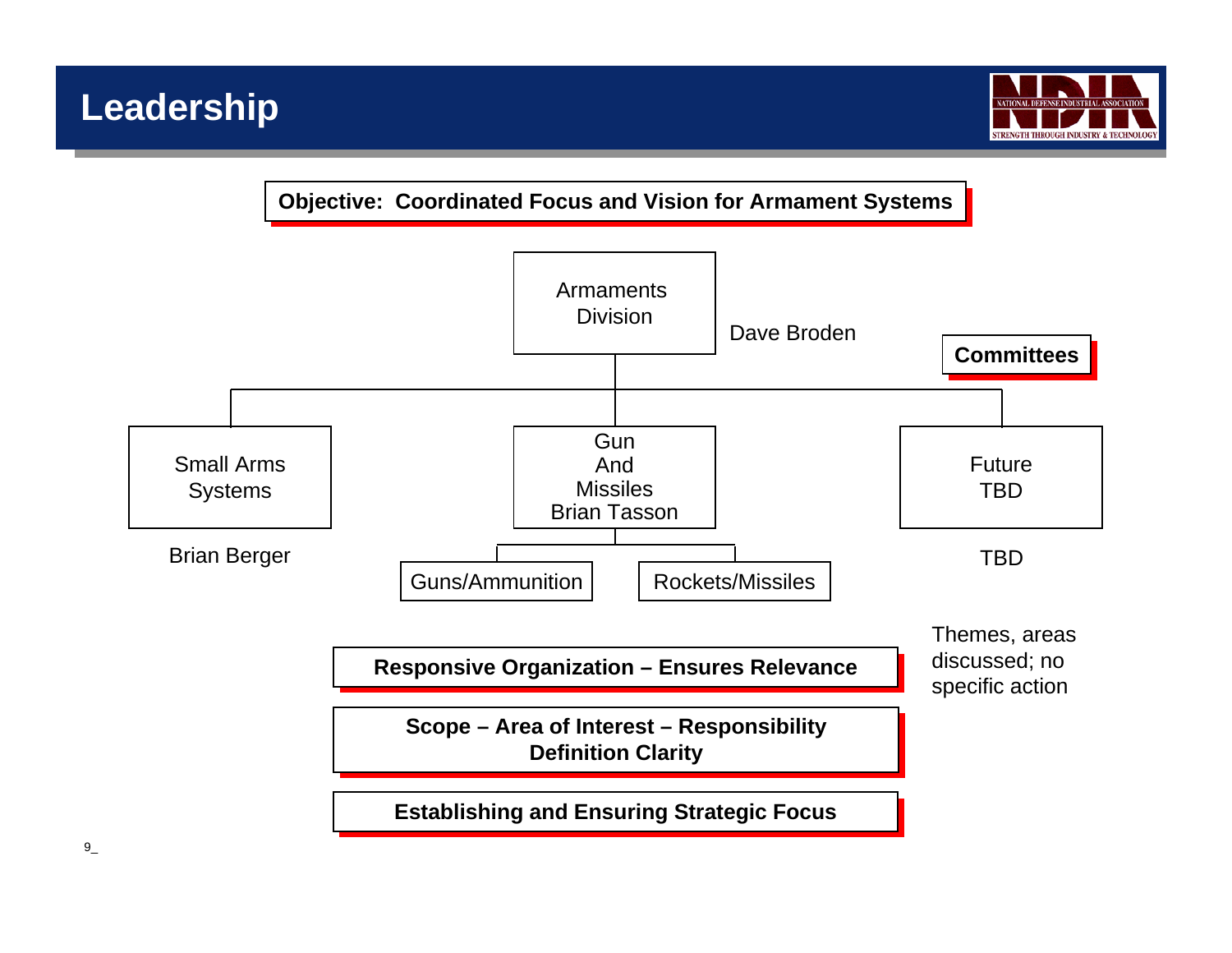# Leadership

**Objective: Coordinated Focus and Vision for Armament Systems**

- **Armaments Division** — Dave Broden
  - **Small Arms Systems** — Brian Berger
  - **Gun And Missiles** — Brian Tasson
    - Guns/Ammunition
    - Rockets/Missiles
  - **Future TBD** — TBD

**Committees**

Themes, areas discussed; no specific action

**Responsive Organization – Ensures Relevance**

**Scope – Area of Interest – Responsibility Definition Clarity**

**Establishing and Ensuring Strategic Focus**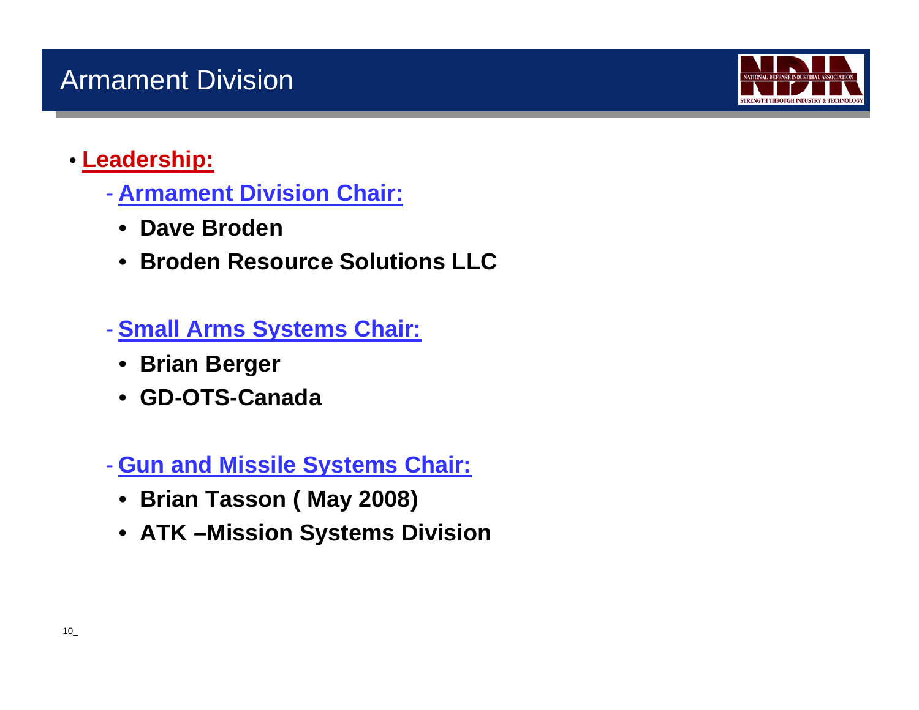# Armament Division

- **Leadership:**
  - **Armament Division Chair:**
    - **Dave Broden**
    - **Broden Resource Solutions LLC**
  - **Small Arms Systems Chair:**
    - **Brian Berger**
    - **GD-OTS-Canada**
  - **Gun and Missile Systems Chair:**
    - **Brian Tasson ( May 2008)**
    - **ATK –Mission Systems Division**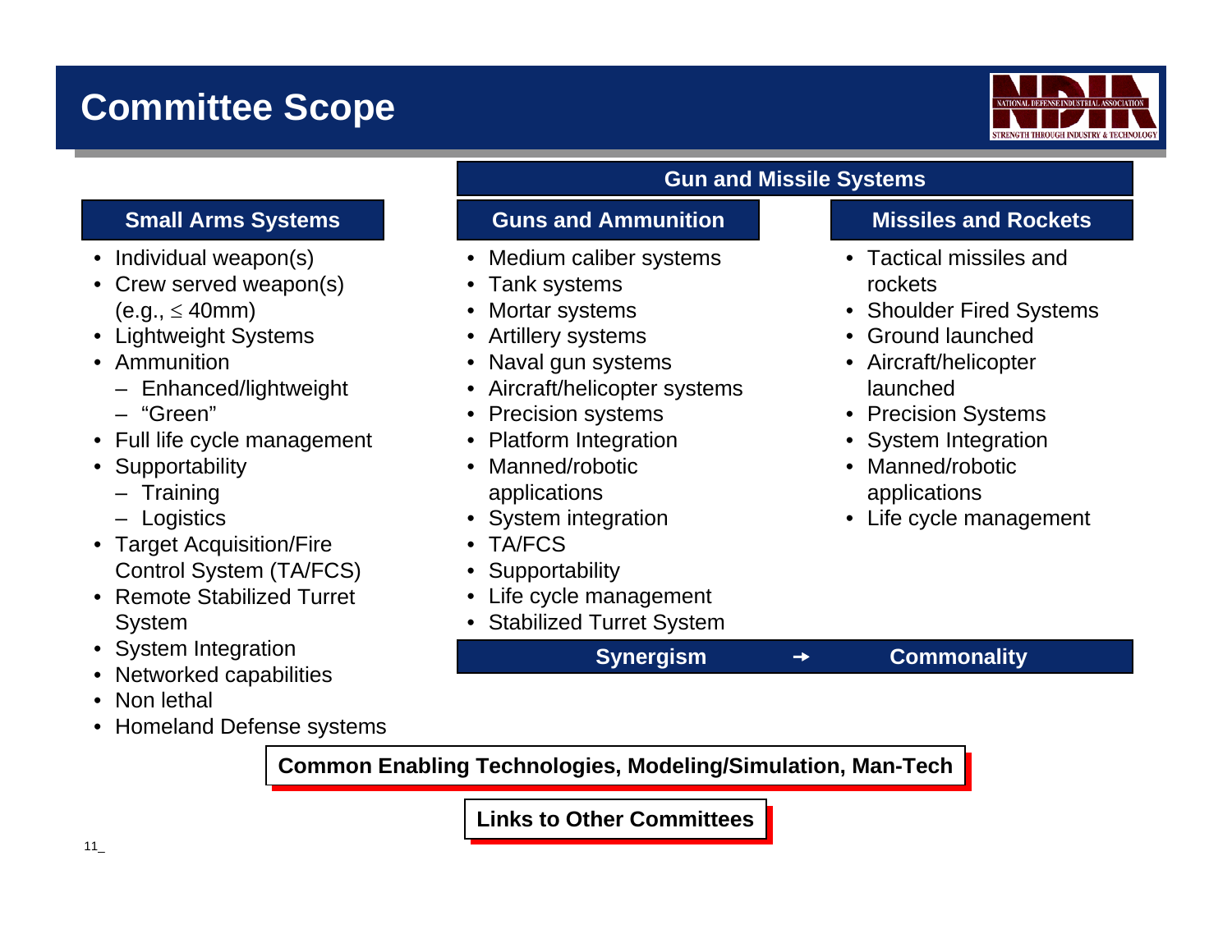# Committee Scope

## Small Arms Systems

- Individual weapon(s)
- Crew served weapon(s) (e.g., $\leq$ 40mm)
- Lightweight Systems
- Ammunition
  - Enhanced/lightweight
  - "Green"
- Full life cycle management
- Supportability
  - Training
  - Logistics
- Target Acquisition/Fire Control System (TA/FCS)
- Remote Stabilized Turret System
- System Integration
- Networked capabilities
- Non lethal
- Homeland Defense systems

## Gun and Missile Systems

### Guns and Ammunition

- Medium caliber systems
- Tank systems
- Mortar systems
- Artillery systems
- Naval gun systems
- Aircraft/helicopter systems
- Precision systems
- Platform Integration
- Manned/robotic applications
- System integration
- TA/FCS
- Supportability
- Life cycle management
- Stabilized Turret System

### Missiles and Rockets

- Tactical missiles and rockets
- Shoulder Fired Systems
- Ground launched
- Aircraft/helicopter launched
- Precision Systems
- System Integration
- Manned/robotic applications
- Life cycle management

**Synergism → Commonality**

**Common Enabling Technologies, Modeling/Simulation, Man-Tech**

**Links to Other Committees**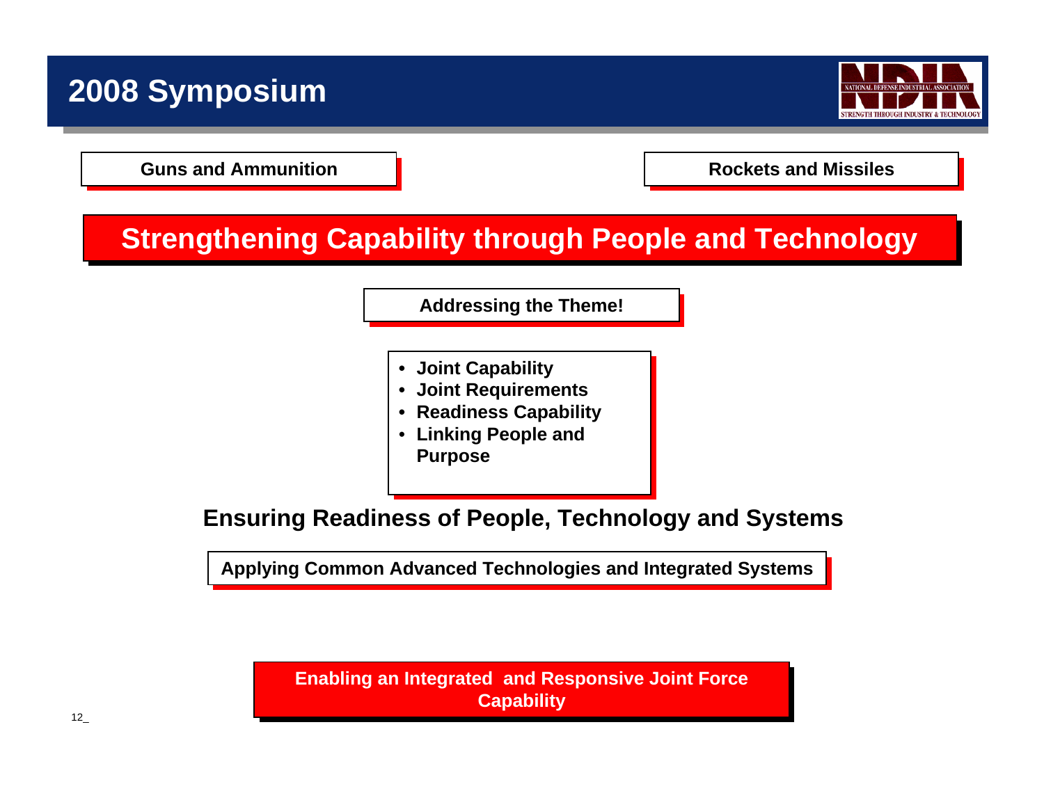# 2008 Symposium

**Guns and Ammunition**

**Rockets and Missiles**

## Strengthening Capability through People and Technology

**Addressing the Theme!**

- **Joint Capability**
- **Joint Requirements**
- **Readiness Capability**
- **Linking People and Purpose**

**Ensuring Readiness of People, Technology and Systems**

**Applying Common Advanced Technologies and Integrated Systems**

**Enabling an Integrated and Responsive Joint Force Capability**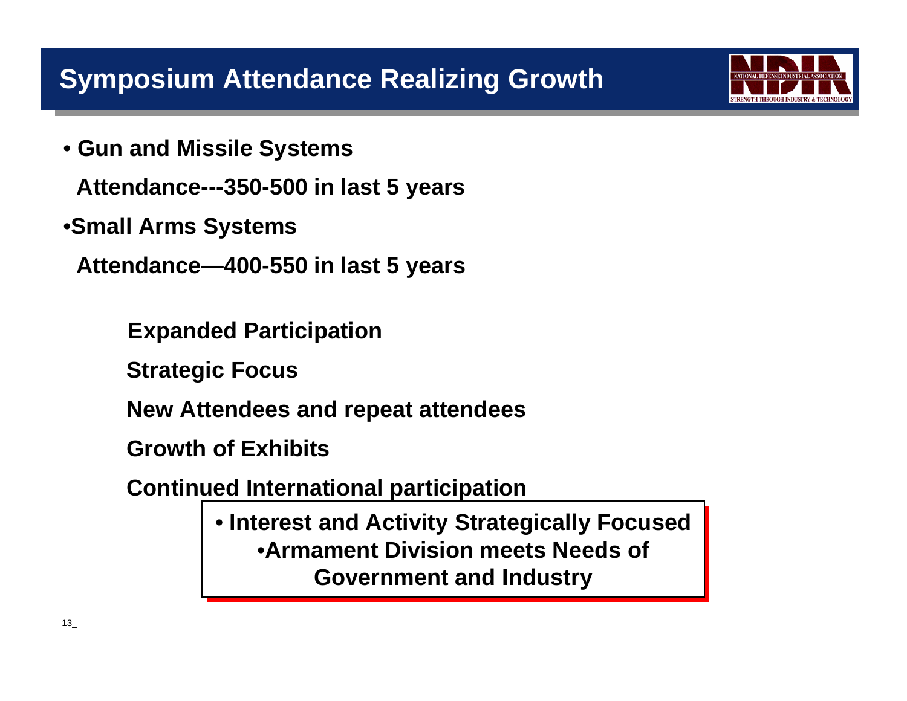# Symposium Attendance Realizing Growth

- **Gun and Missile Systems**

  **Attendance---350-500 in last 5 years**

- **Small Arms Systems**

  **Attendance—400-550 in last 5 years**

**Expanded Participation**

**Strategic Focus**

**New Attendees and repeat attendees**

**Growth of Exhibits**

**Continued International participation**

> - **Interest and Activity Strategically Focused**
> - **Armament Division meets Needs of Government and Industry**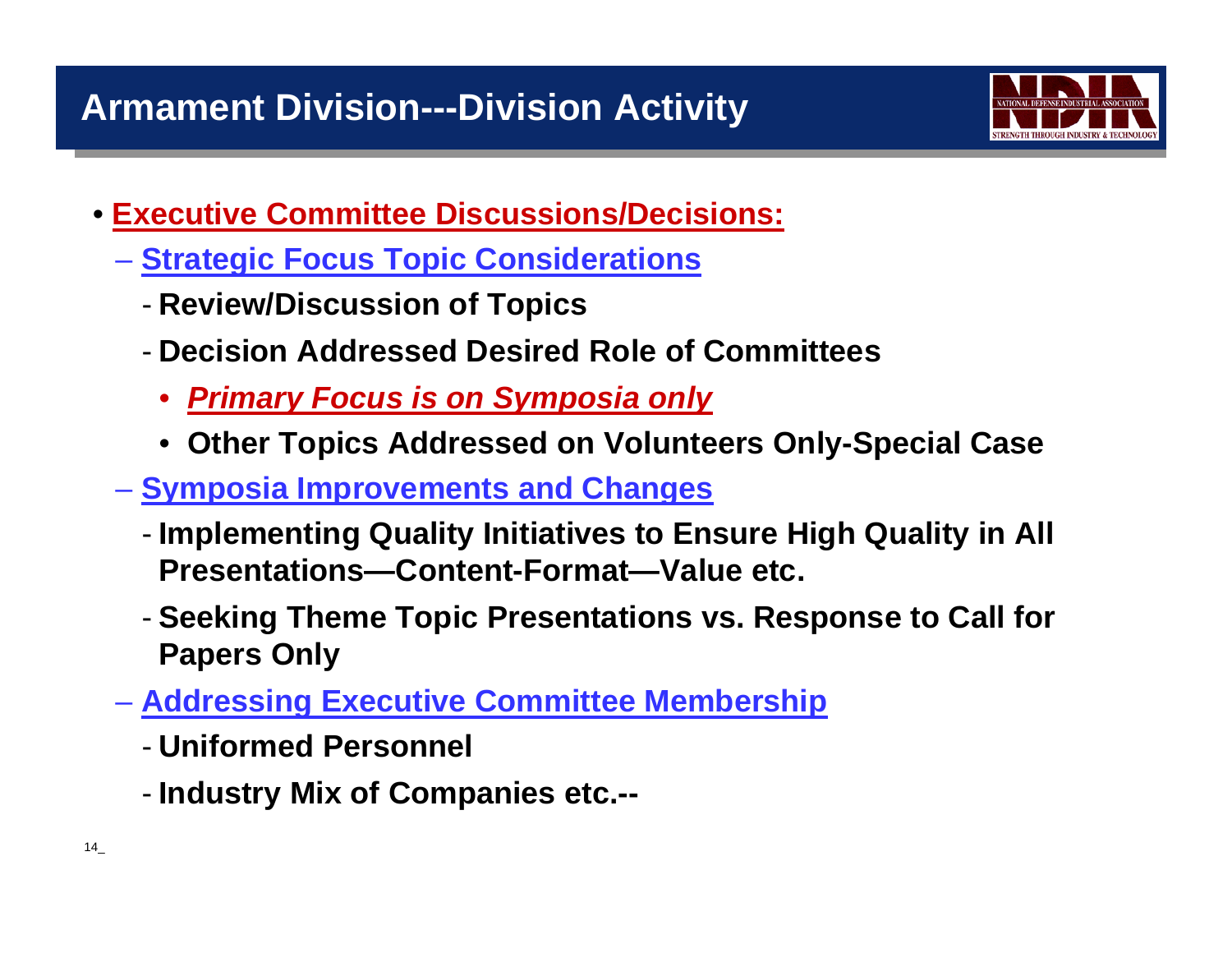# Armament Division---Division Activity

- **Executive Committee Discussions/Decisions:**
  - **Strategic Focus Topic Considerations**
    - **Review/Discussion of Topics**
    - **Decision Addressed Desired Role of Committees**
      - ***Primary Focus is on Symposia only***
      - **Other Topics Addressed on Volunteers Only-Special Case**
  - **Symposia Improvements and Changes**
    - **Implementing Quality Initiatives to Ensure High Quality in All Presentations—Content-Format—Value etc.**
    - **Seeking Theme Topic Presentations vs. Response to Call for Papers Only**
  - **Addressing Executive Committee Membership**
    - **Uniformed Personnel**
    - **Industry Mix of Companies etc.--**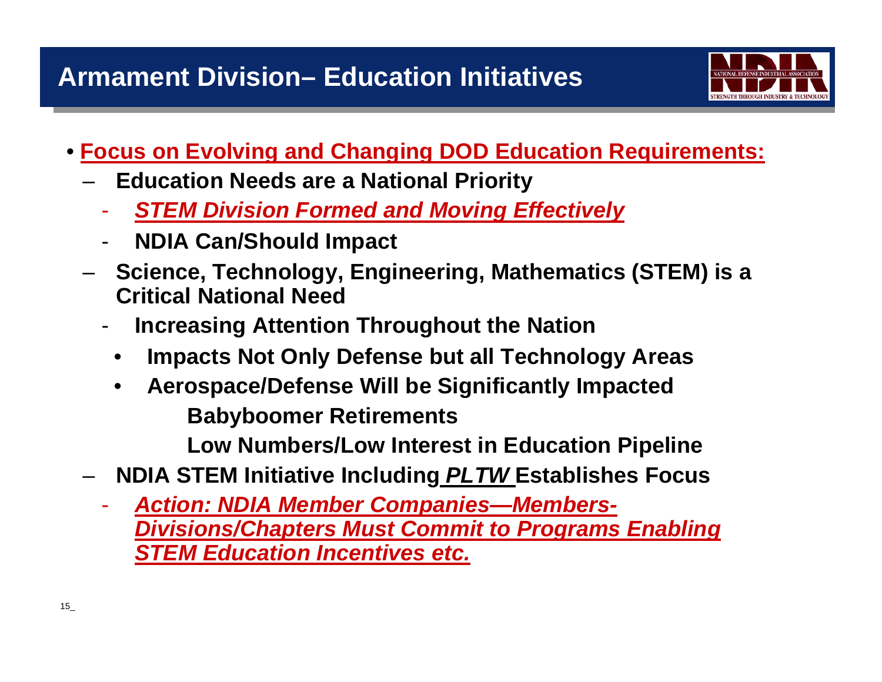## Armament Division– Education Initiatives

- **Focus on Evolving and Changing DOD Education Requirements:**
  - **Education Needs are a National Priority**
    - ***STEM Division Formed and Moving Effectively***
    - **NDIA Can/Should Impact**
  - **Science, Technology, Engineering, Mathematics (STEM) is a Critical National Need**
    - **Increasing Attention Throughout the Nation**
      - **Impacts Not Only Defense but all Technology Areas**
      - **Aerospace/Defense Will be Significantly Impacted**
        - **Babyboomer Retirements**
        - **Low Numbers/Low Interest in Education Pipeline**
  - **NDIA STEM Initiative Including *PLTW* Establishes Focus**
    - ***Action: NDIA Member Companies—Members-Divisions/Chapters Must Commit to Programs Enabling STEM Education Incentives etc.***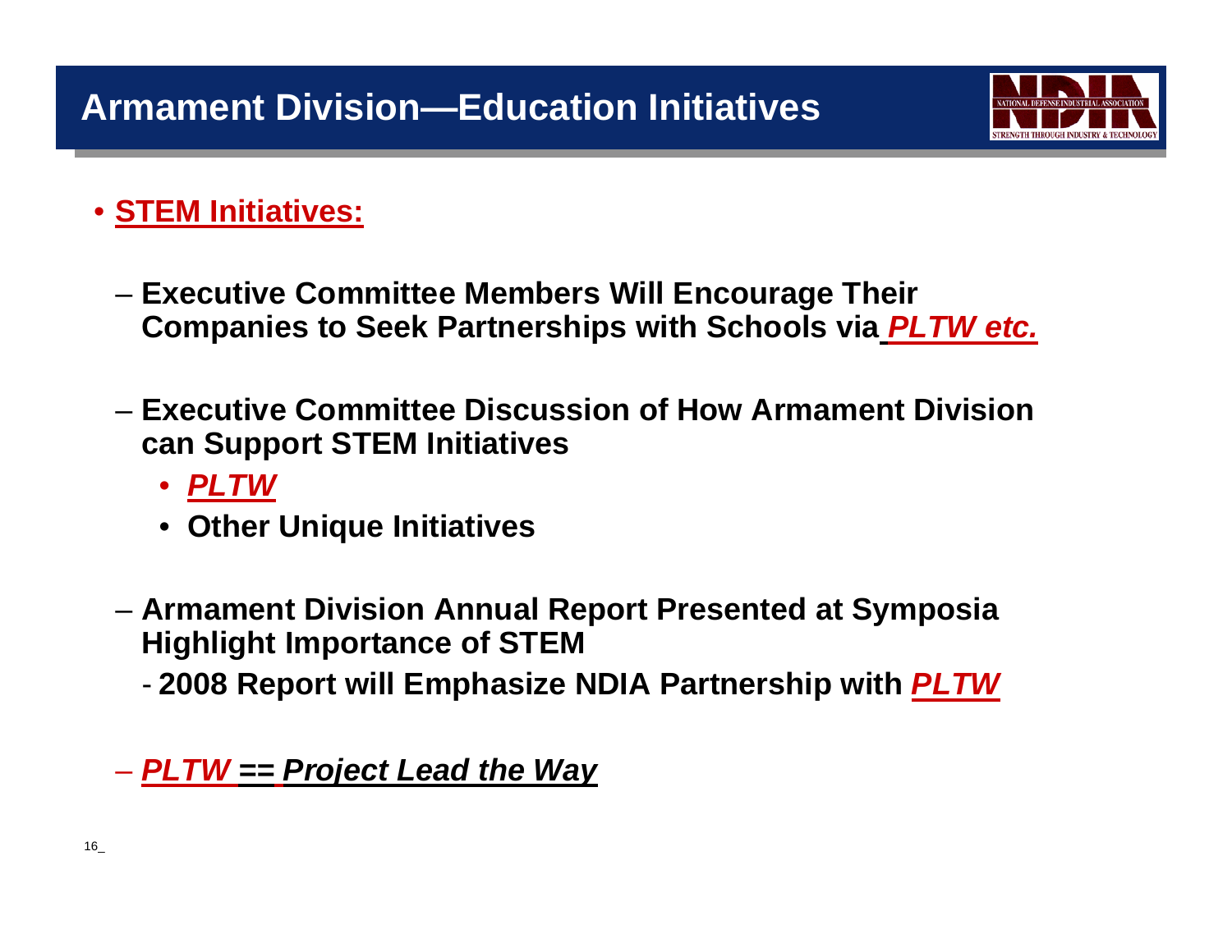# Armament Division—Education Initiatives

- **STEM Initiatives:**
  - **Executive Committee Members Will Encourage Their Companies to Seek Partnerships with Schools via *PLTW etc.***
  - **Executive Committee Discussion of How Armament Division can Support STEM Initiatives**
    - ***PLTW***
    - **Other Unique Initiatives**
  - **Armament Division Annual Report Presented at Symposia Highlight Importance of STEM**
    - **2008 Report will Emphasize NDIA Partnership with *PLTW***
  - ***PLTW == Project Lead the Way***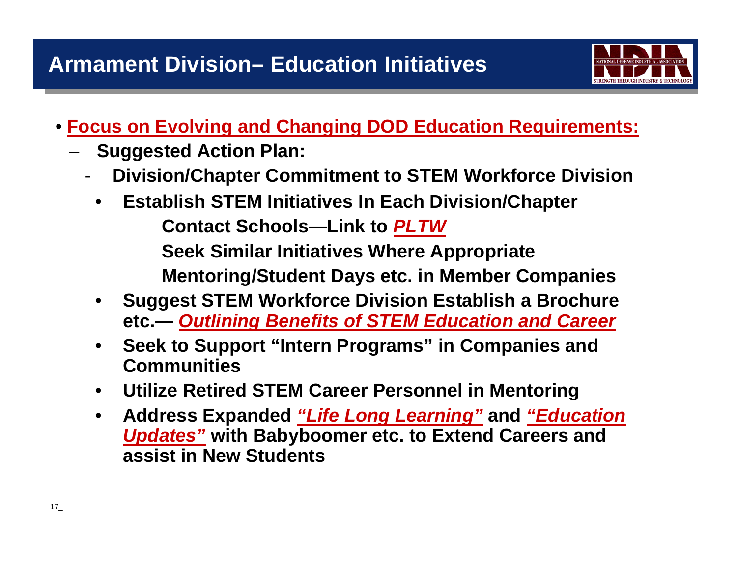# Armament Division– Education Initiatives

- **Focus on Evolving and Changing DOD Education Requirements:**
  - **Suggested Action Plan:**
    - **Division/Chapter Commitment to STEM Workforce Division**
      - **Establish STEM Initiatives In Each Division/Chapter**

        **Contact Schools—Link to *PLTW***

        **Seek Similar Initiatives Where Appropriate**

        **Mentoring/Student Days etc. in Member Companies**
      - **Suggest STEM Workforce Division Establish a Brochure etc.— *Outlining Benefits of STEM Education and Career***
      - **Seek to Support "Intern Programs" in Companies and Communities**
      - **Utilize Retired STEM Career Personnel in Mentoring**
      - **Address Expanded *"Life Long Learning"* and *"Education Updates"* with Babyboomer etc. to Extend Careers and assist in New Students**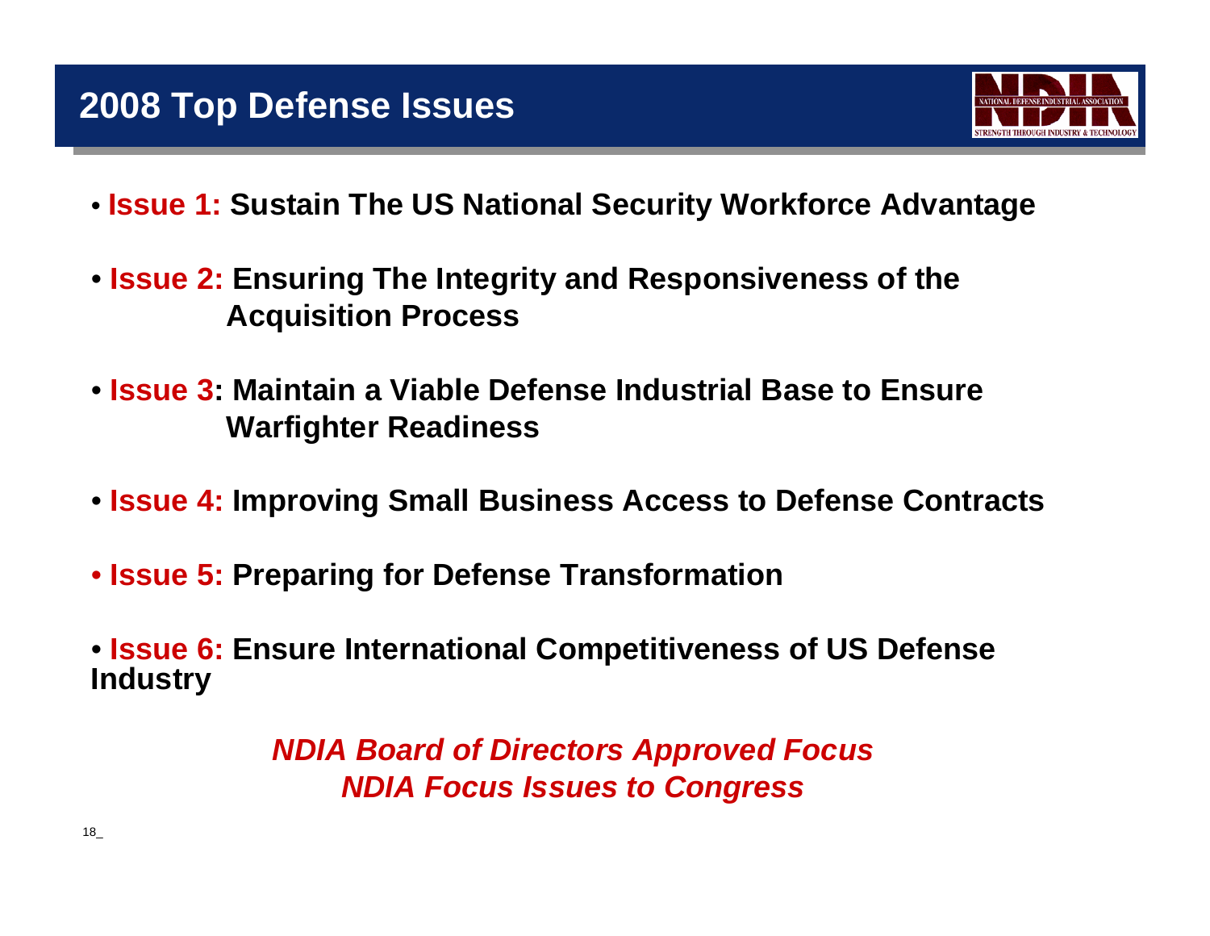# 2008 Top Defense Issues

- **Issue 1: Sustain The US National Security Workforce Advantage**
- **Issue 2: Ensuring The Integrity and Responsiveness of the Acquisition Process**
- **Issue 3: Maintain a Viable Defense Industrial Base to Ensure Warfighter Readiness**
- **Issue 4: Improving Small Business Access to Defense Contracts**
- **Issue 5: Preparing for Defense Transformation**
- **Issue 6: Ensure International Competitiveness of US Defense Industry**

***NDIA Board of Directors Approved Focus***
***NDIA Focus Issues to Congress***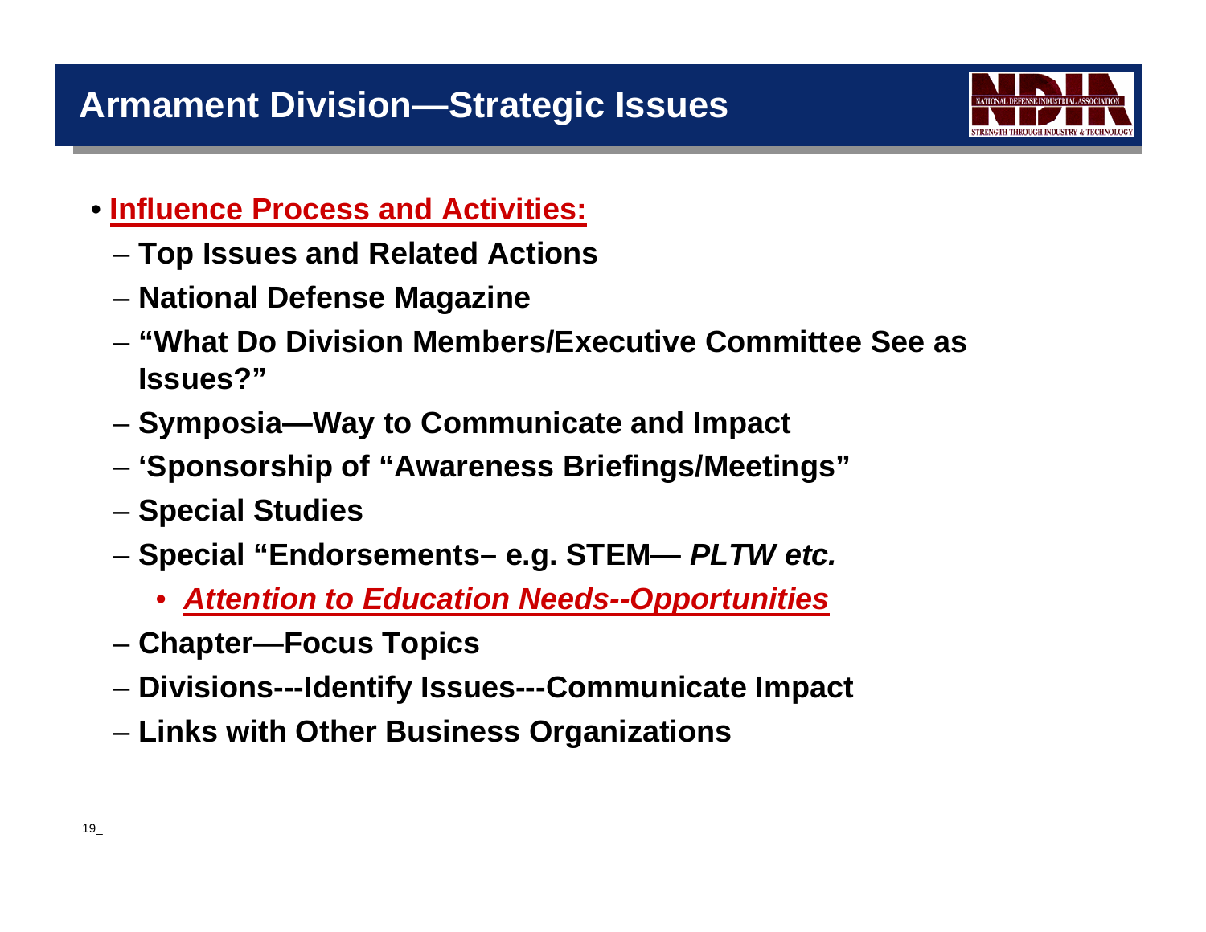# Armament Division—Strategic Issues

- **Influence Process and Activities:**
  - **Top Issues and Related Actions**
  - **National Defense Magazine**
  - **"What Do Division Members/Executive Committee See as Issues?"**
  - **Symposia—Way to Communicate and Impact**
  - **'Sponsorship of "Awareness Briefings/Meetings"**
  - **Special Studies**
  - **Special "Endorsements– e.g. STEM—** ***PLTW etc.***
    - ***Attention to Education Needs--Opportunities***
  - **Chapter—Focus Topics**
  - **Divisions---Identify Issues---Communicate Impact**
  - **Links with Other Business Organizations**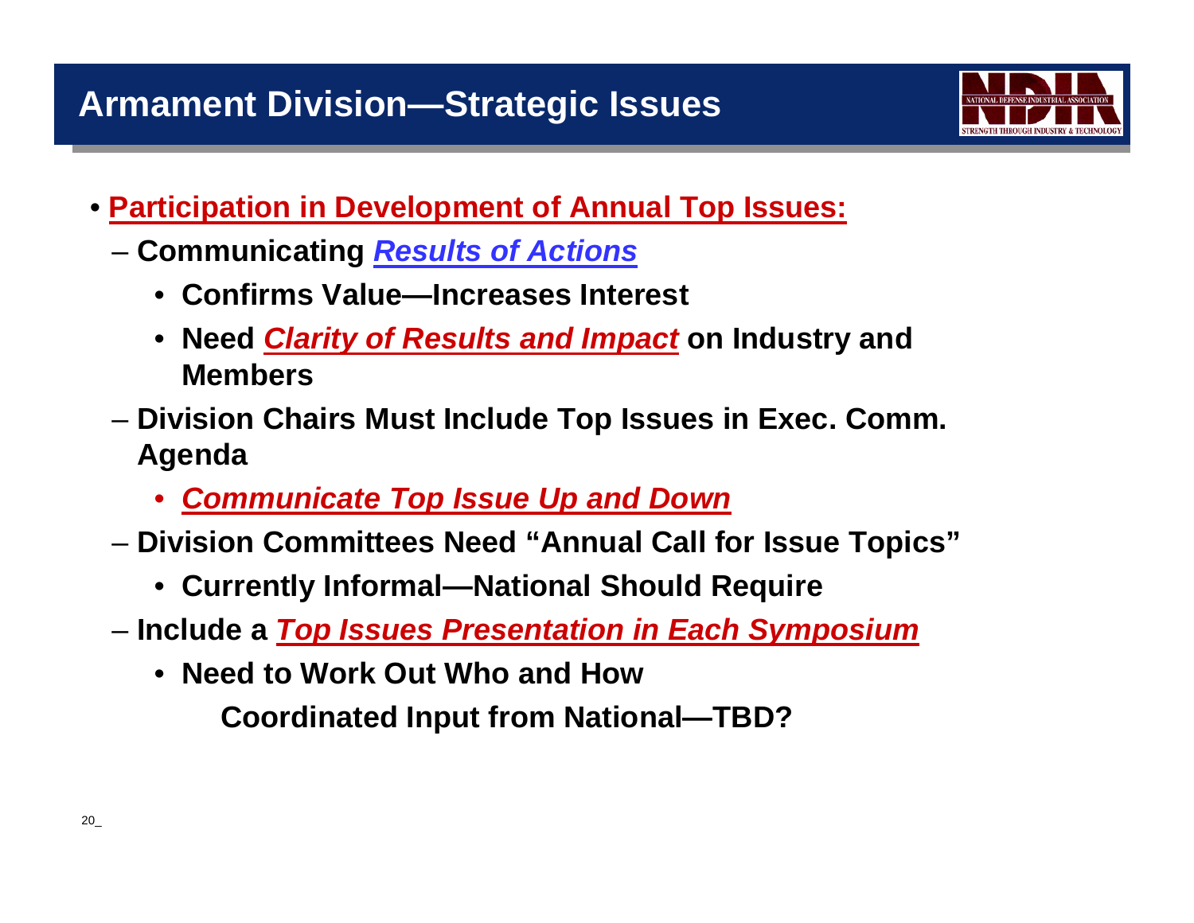# Armament Division—Strategic Issues

- **Participation in Development of Annual Top Issues:**
  - **Communicating *Results of Actions***
    - **Confirms Value—Increases Interest**
    - **Need *Clarity of Results and Impact* on Industry and Members**
  - **Division Chairs Must Include Top Issues in Exec. Comm. Agenda**
    - ***Communicate Top Issue Up and Down***
  - **Division Committees Need "Annual Call for Issue Topics"**
    - **Currently Informal—National Should Require**
  - **Include a *Top Issues Presentation in Each Symposium***
    - **Need to Work Out Who and How**

      **Coordinated Input from National—TBD?**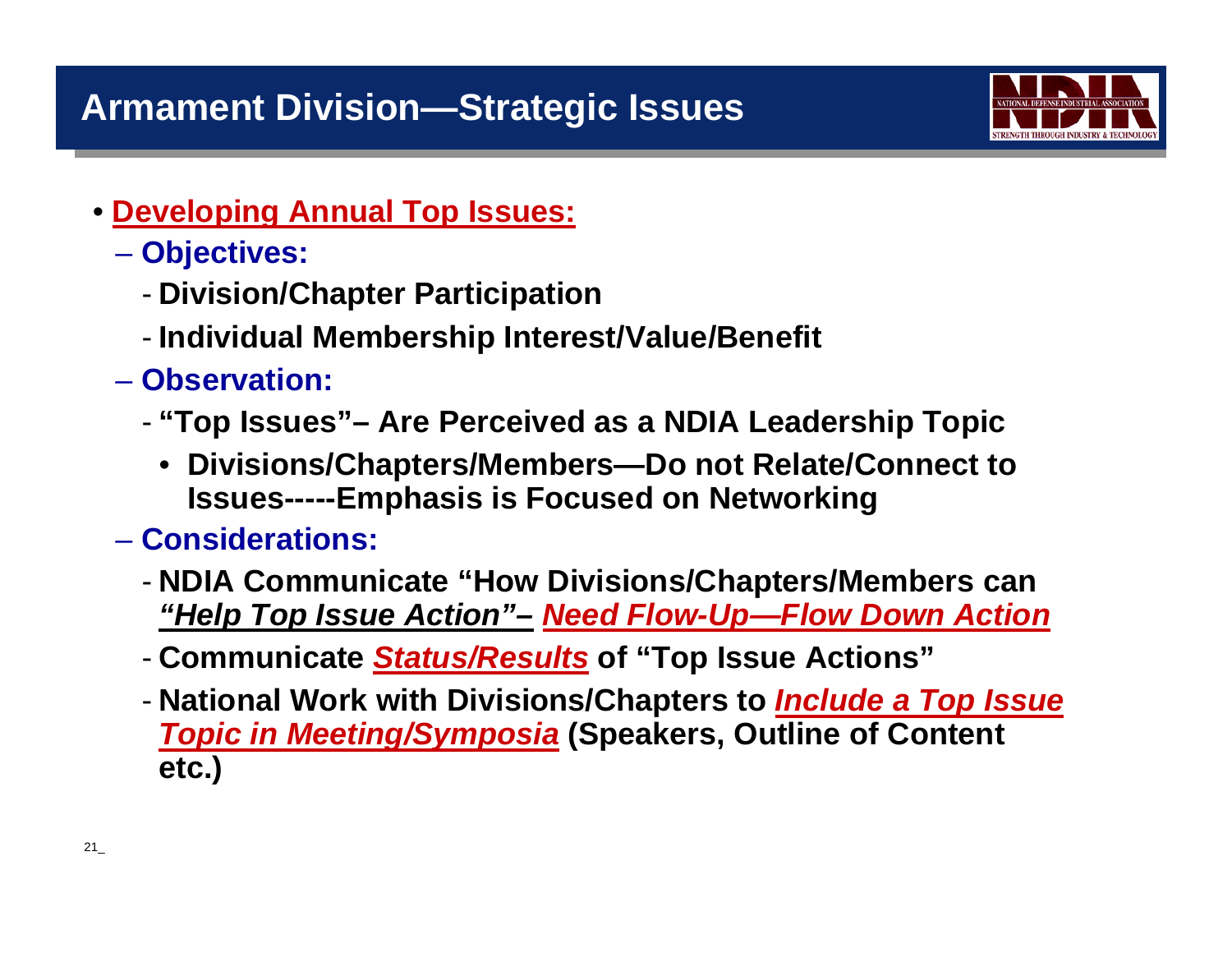# Armament Division—Strategic Issues

- **Developing Annual Top Issues:**
  - **Objectives:**
    - **Division/Chapter Participation**
    - **Individual Membership Interest/Value/Benefit**
  - **Observation:**
    - **"Top Issues"– Are Perceived as a NDIA Leadership Topic**
      - **Divisions/Chapters/Members—Do not Relate/Connect to Issues-----Emphasis is Focused on Networking**
  - **Considerations:**
    - **NDIA Communicate "How Divisions/Chapters/Members can *"Help Top Issue Action"–* *Need Flow-Up—Flow Down Action***
    - **Communicate *Status/Results* of "Top Issue Actions"**
    - **National Work with Divisions/Chapters to *Include a Top Issue Topic in Meeting/Symposia* (Speakers, Outline of Content etc.)**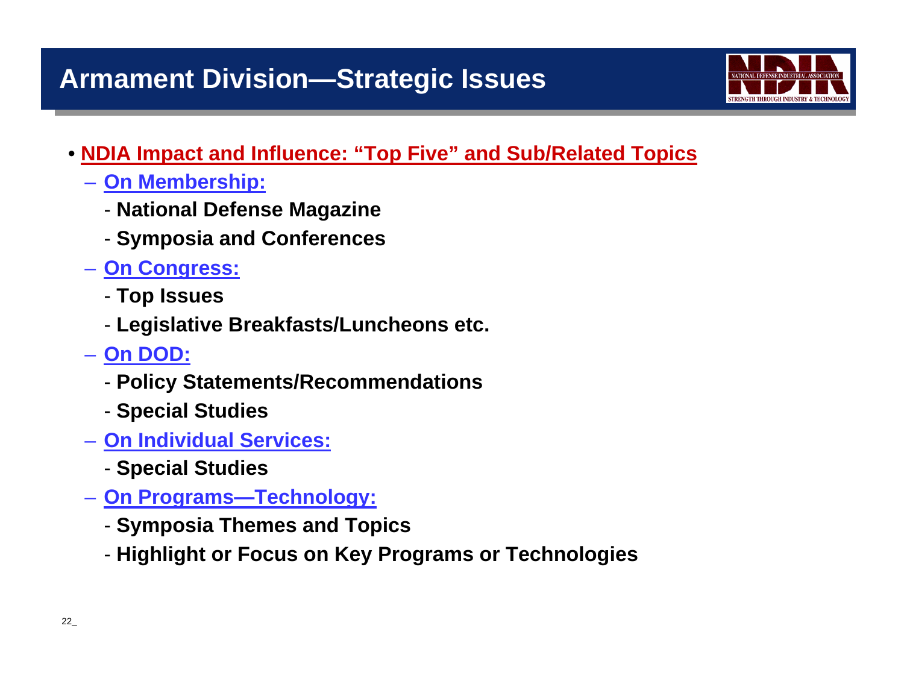# Armament Division—Strategic Issues

- **NDIA Impact and Influence: "Top Five" and Sub/Related Topics**
  - **On Membership:**
    - **National Defense Magazine**
    - **Symposia and Conferences**
  - **On Congress:**
    - **Top Issues**
    - **Legislative Breakfasts/Luncheons etc.**
  - **On DOD:**
    - **Policy Statements/Recommendations**
    - **Special Studies**
  - **On Individual Services:**
    - **Special Studies**
  - **On Programs—Technology:**
    - **Symposia Themes and Topics**
    - **Highlight or Focus on Key Programs or Technologies**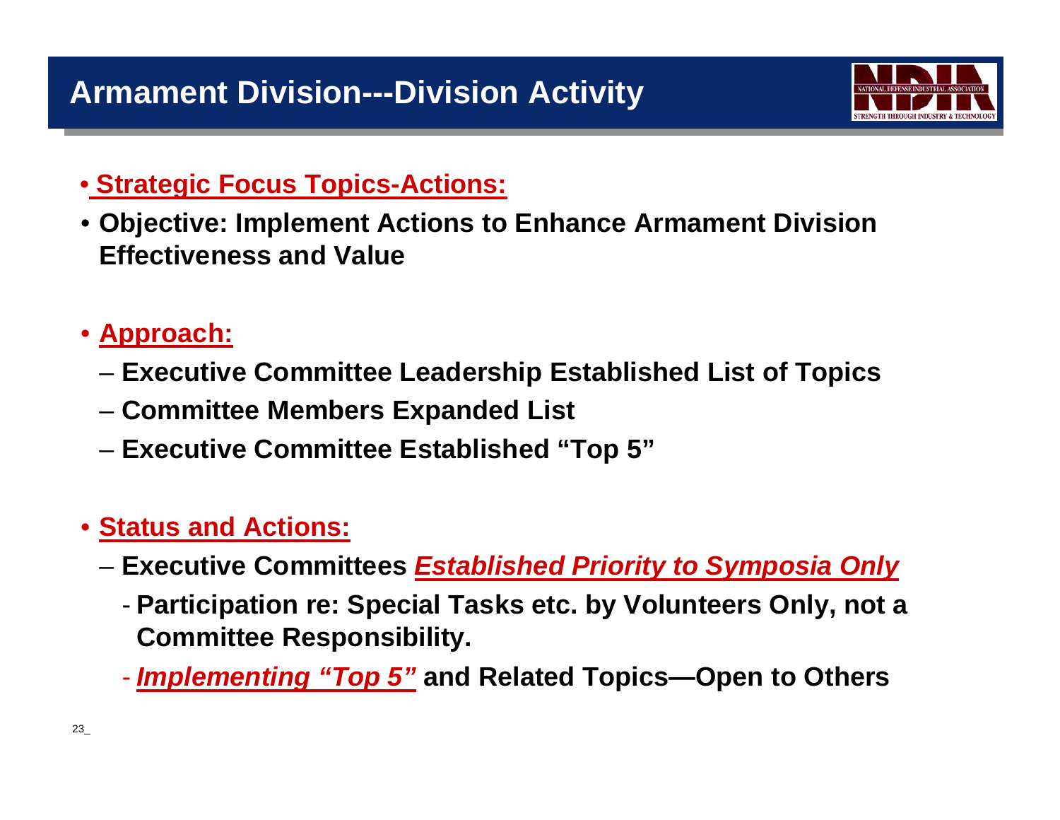# Armament Division---Division Activity

- **Strategic Focus Topics-Actions:**
- **Objective: Implement Actions to Enhance Armament Division Effectiveness and Value**

- **Approach:**
  - **Executive Committee Leadership Established List of Topics**
  - **Committee Members Expanded List**
  - **Executive Committee Established "Top 5"**

- **Status and Actions:**
  - **Executive Committees *Established Priority to Symposia Only***
    - **Participation re: Special Tasks etc. by Volunteers Only, not a Committee Responsibility.**
    - ***Implementing "Top 5"* and Related Topics—Open to Others**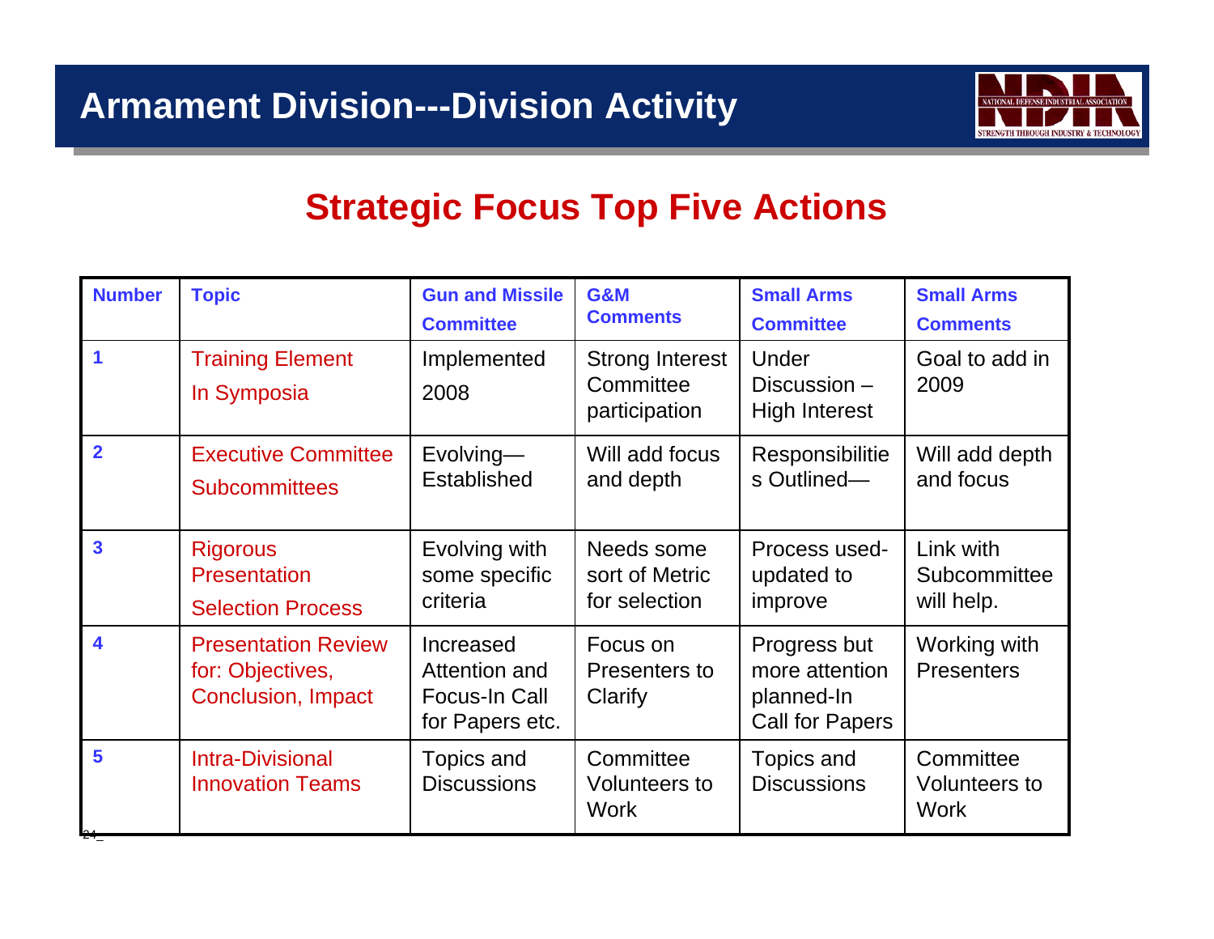# Armament Division---Division Activity

## Strategic Focus Top Five Actions

| Number | Topic | Gun and Missile Committee | G&M Comments | Small Arms Committee | Small Arms Comments |
|---|---|---|---|---|---|
| 1 | Training Element In Symposia | Implemented 2008 | Strong Interest Committee participation | Under Discussion – High Interest | Goal to add in 2009 |
| 2 | Executive Committee Subcommittees | Evolving—Established | Will add focus and depth | Responsibilities Outlined— | Will add depth and focus |
| 3 | Rigorous Presentation Selection Process | Evolving with some specific criteria | Needs some sort of Metric for selection | Process used-updated to improve | Link with Subcommittee will help. |
| 4 | Presentation Review for: Objectives, Conclusion, Impact | Increased Attention and Focus-In Call for Papers etc. | Focus on Presenters to Clarify | Progress but more attention planned-In Call for Papers | Working with Presenters |
| 5 | Intra-Divisional Innovation Teams | Topics and Discussions | Committee Volunteers to Work | Topics and Discussions | Committee Volunteers to Work |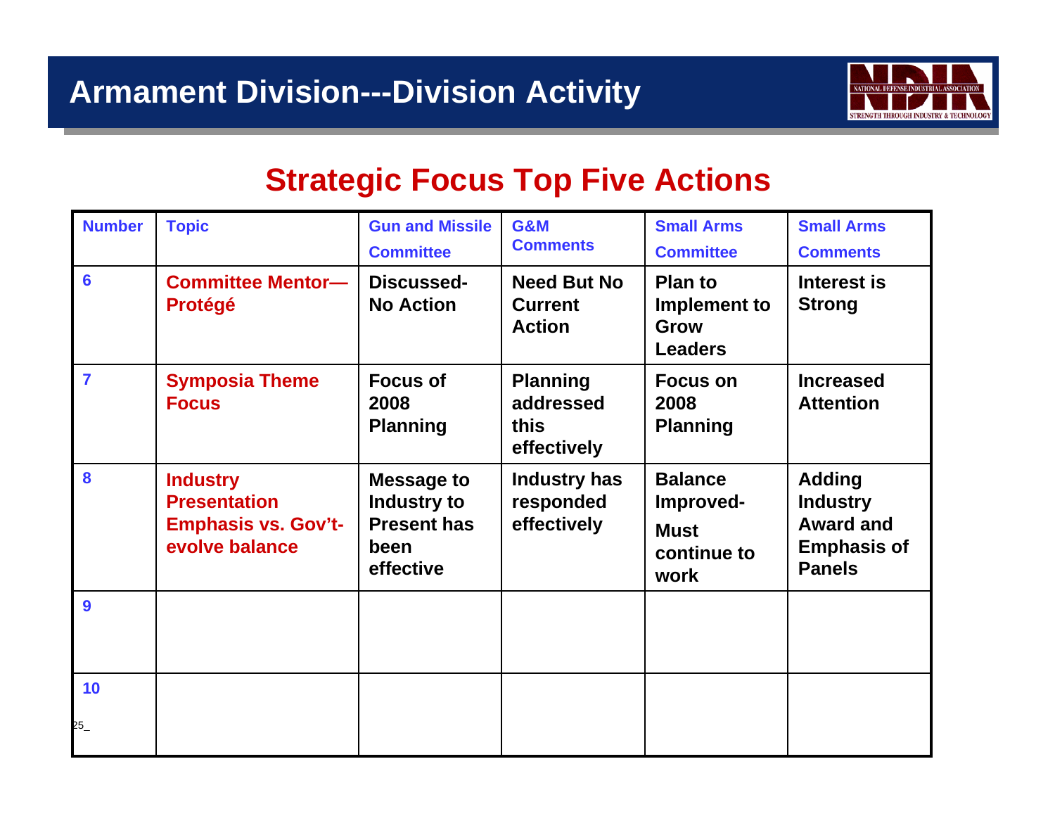# Armament Division---Division Activity

## Strategic Focus Top Five Actions

| Number | Topic | Gun and Missile Committee | G&M Comments | Small Arms Committee | Small Arms Comments |
|---|---|---|---|---|---|
| 6 | Committee Mentor—Protégé | Discussed-No Action | Need But No Current Action | Plan to Implement to Grow Leaders | Interest is Strong |
| 7 | Symposia Theme Focus | Focus of 2008 Planning | Planning addressed this effectively | Focus on 2008 Planning | Increased Attention |
| 8 | Industry Presentation Emphasis vs. Gov't-evolve balance | Message to Industry to Present has been effective | Industry has responded effectively | Balance Improved-Must continue to work | Adding Industry Award and Emphasis of Panels |
| 9 | | | | | |
| 10 | | | | | |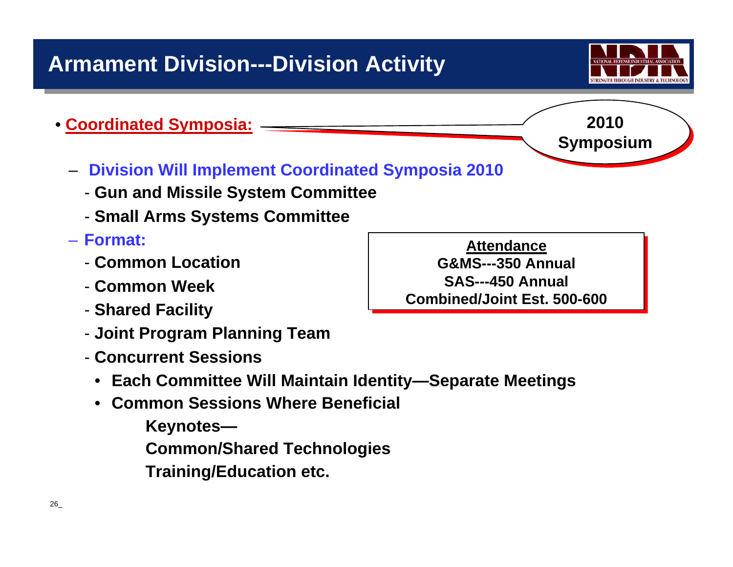# Armament Division---Division Activity

- **Coordinated Symposia:**

**2010 Symposium**

- **Division Will Implement Coordinated Symposia 2010**
  - **Gun and Missile System Committee**
  - **Small Arms Systems Committee**
- **Format:**
  - **Common Location**
  - **Common Week**
  - **Shared Facility**
  - **Joint Program Planning Team**
  - **Concurrent Sessions**
    - **Each Committee Will Maintain Identity—Separate Meetings**
    - **Common Sessions Where Beneficial**

      **Keynotes—**

      **Common/Shared Technologies**

      **Training/Education etc.**

**Attendance**

**G&MS---350 Annual**

**SAS---450 Annual**

**Combined/Joint Est. 500-600**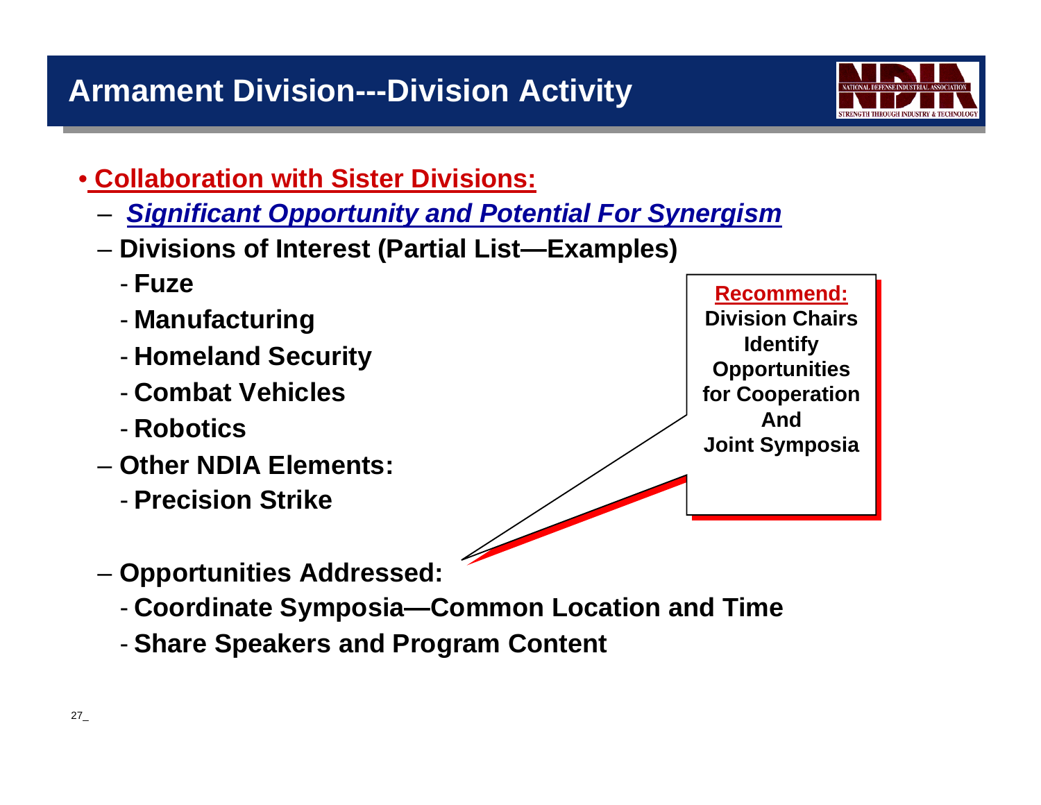# Armament Division---Division Activity

- **Collaboration with Sister Divisions:**
  - ***Significant Opportunity and Potential For Synergism***
  - **Divisions of Interest (Partial List—Examples)**
    - **Fuze**
    - **Manufacturing**
    - **Homeland Security**
    - **Combat Vehicles**
    - **Robotics**
  - **Other NDIA Elements:**
    - **Precision Strike**
  - **Opportunities Addressed:**
    - **Coordinate Symposia—Common Location and Time**
    - **Share Speakers and Program Content**

**Recommend:**
**Division Chairs Identify Opportunities for Cooperation And Joint Symposia**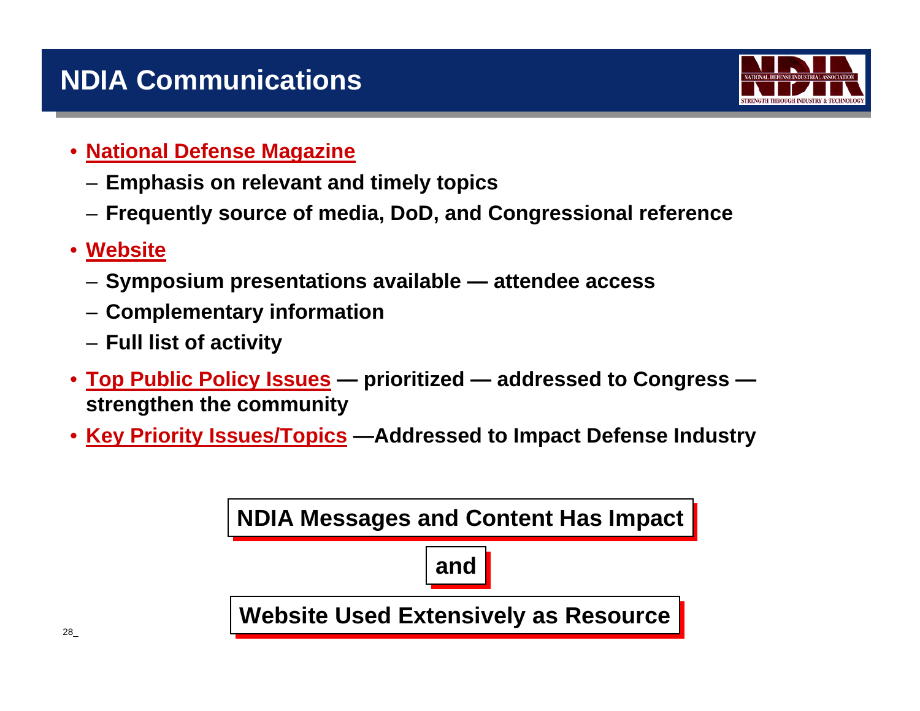# NDIA Communications

- **National Defense Magazine**
  - **Emphasis on relevant and timely topics**
  - **Frequently source of media, DoD, and Congressional reference**
- **Website**
  - **Symposium presentations available — attendee access**
  - **Complementary information**
  - **Full list of activity**
- **Top Public Policy Issues — prioritized — addressed to Congress — strengthen the community**
- **Key Priority Issues/Topics —Addressed to Impact Defense Industry**

**NDIA Messages and Content Has Impact**

**and**

**Website Used Extensively as Resource**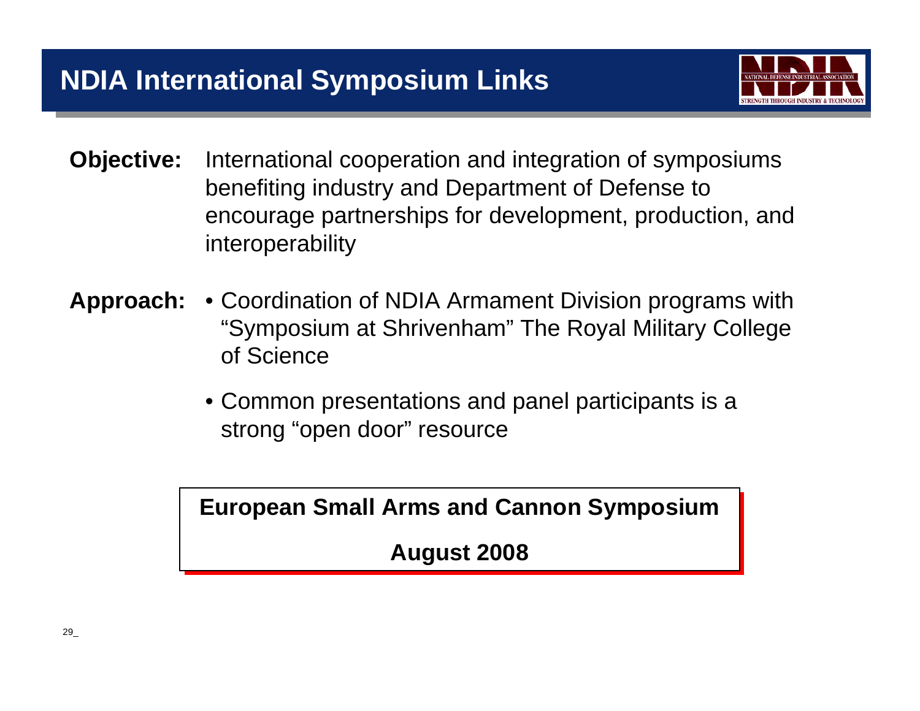# NDIA International Symposium Links

**Objective:** International cooperation and integration of symposiums benefiting industry and Department of Defense to encourage partnerships for development, production, and interoperability

**Approach:**

- Coordination of NDIA Armament Division programs with "Symposium at Shrivenham" The Royal Military College of Science
- Common presentations and panel participants is a strong "open door" resource

**European Small Arms and Cannon Symposium**

**August 2008**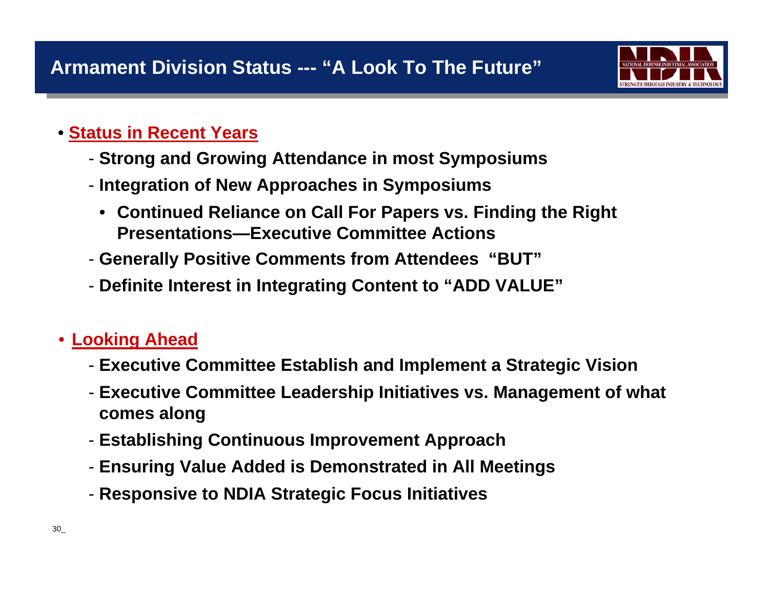# Armament Division Status --- "A Look To The Future"

- **Status in Recent Years**
  - **Strong and Growing Attendance in most Symposiums**
  - **Integration of New Approaches in Symposiums**
    - **Continued Reliance on Call For Papers vs. Finding the Right Presentations—Executive Committee Actions**
  - **Generally Positive Comments from Attendees "BUT"**
  - **Definite Interest in Integrating Content to "ADD VALUE"**

- **Looking Ahead**
  - **Executive Committee Establish and Implement a Strategic Vision**
  - **Executive Committee Leadership Initiatives vs. Management of what comes along**
  - **Establishing Continuous Improvement Approach**
  - **Ensuring Value Added is Demonstrated in All Meetings**
  - **Responsive to NDIA Strategic Focus Initiatives**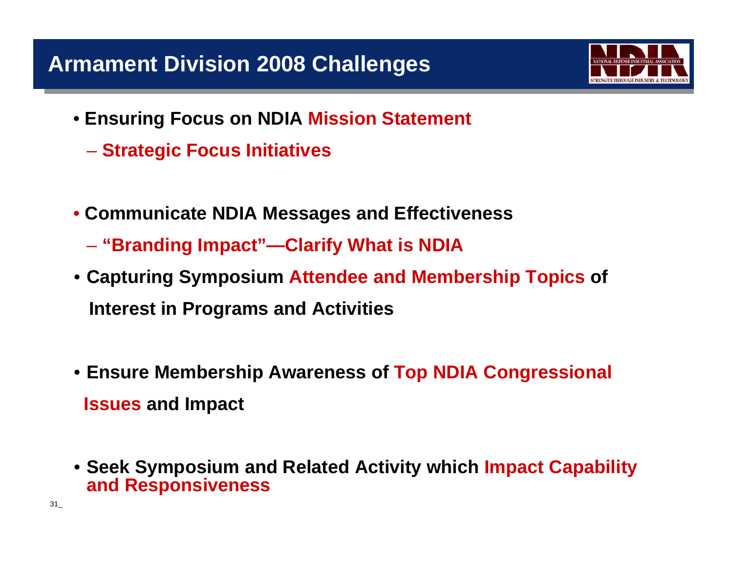# Armament Division 2008 Challenges

- Ensuring Focus on NDIA Mission Statement
  - Strategic Focus Initiatives
- Communicate NDIA Messages and Effectiveness
  - "Branding Impact"—Clarify What is NDIA
- Capturing Symposium Attendee and Membership Topics of Interest in Programs and Activities
- Ensure Membership Awareness of Top NDIA Congressional Issues and Impact
- Seek Symposium and Related Activity which Impact Capability and Responsiveness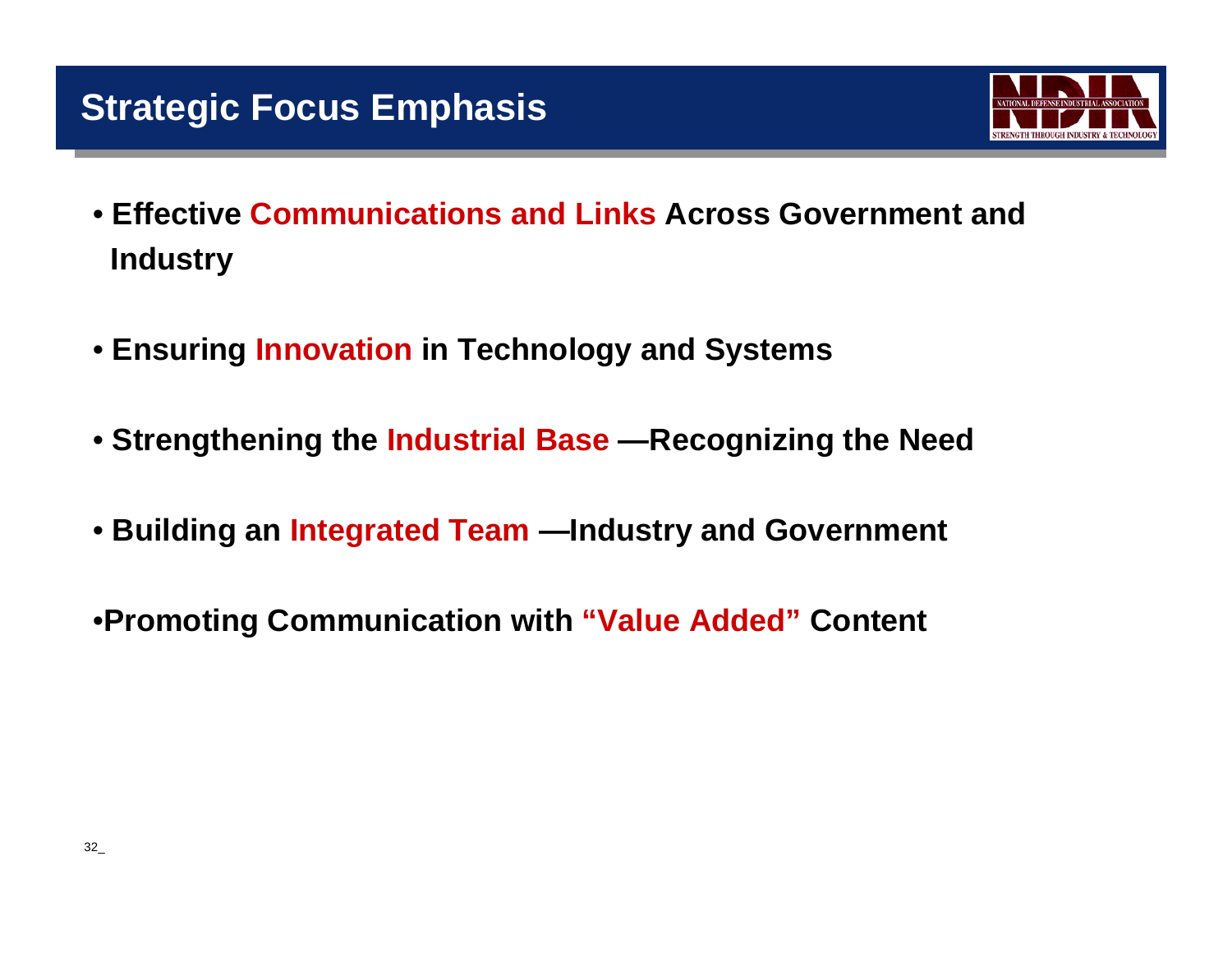# Strategic Focus Emphasis

- **Effective Communications and Links Across Government and Industry**
- **Ensuring Innovation in Technology and Systems**
- **Strengthening the Industrial Base —Recognizing the Need**
- **Building an Integrated Team —Industry and Government**
- **Promoting Communication with "Value Added" Content**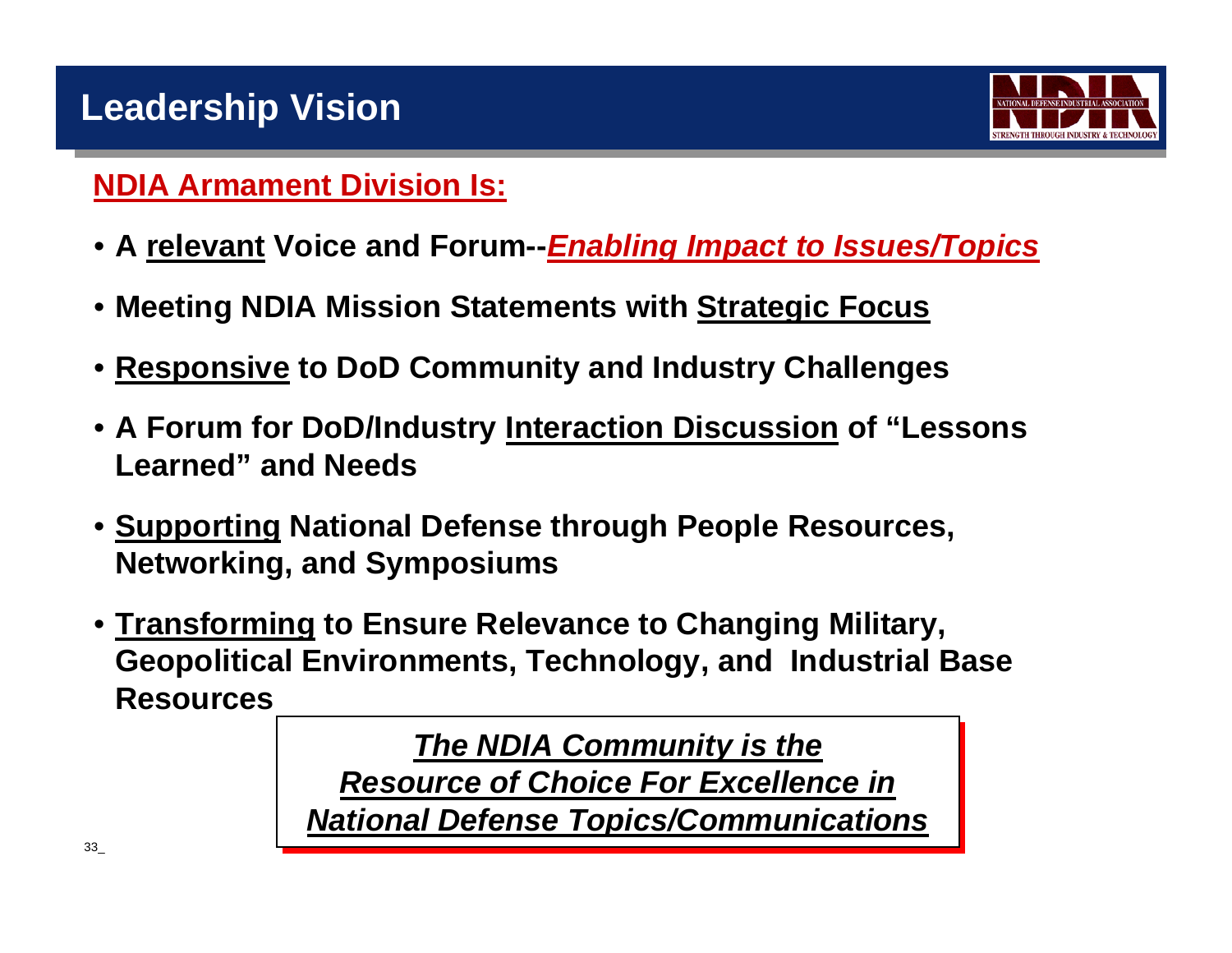# Leadership Vision

## NDIA Armament Division Is:

- **A relevant Voice and Forum--*Enabling Impact to Issues/Topics***
- **Meeting NDIA Mission Statements with Strategic Focus**
- **Responsive to DoD Community and Industry Challenges**
- **A Forum for DoD/Industry Interaction Discussion of "Lessons Learned" and Needs**
- **Supporting National Defense through People Resources, Networking, and Symposiums**
- **Transforming to Ensure Relevance to Changing Military, Geopolitical Environments, Technology, and Industrial Base Resources**

***The NDIA Community is the Resource of Choice For Excellence in National Defense Topics/Communications***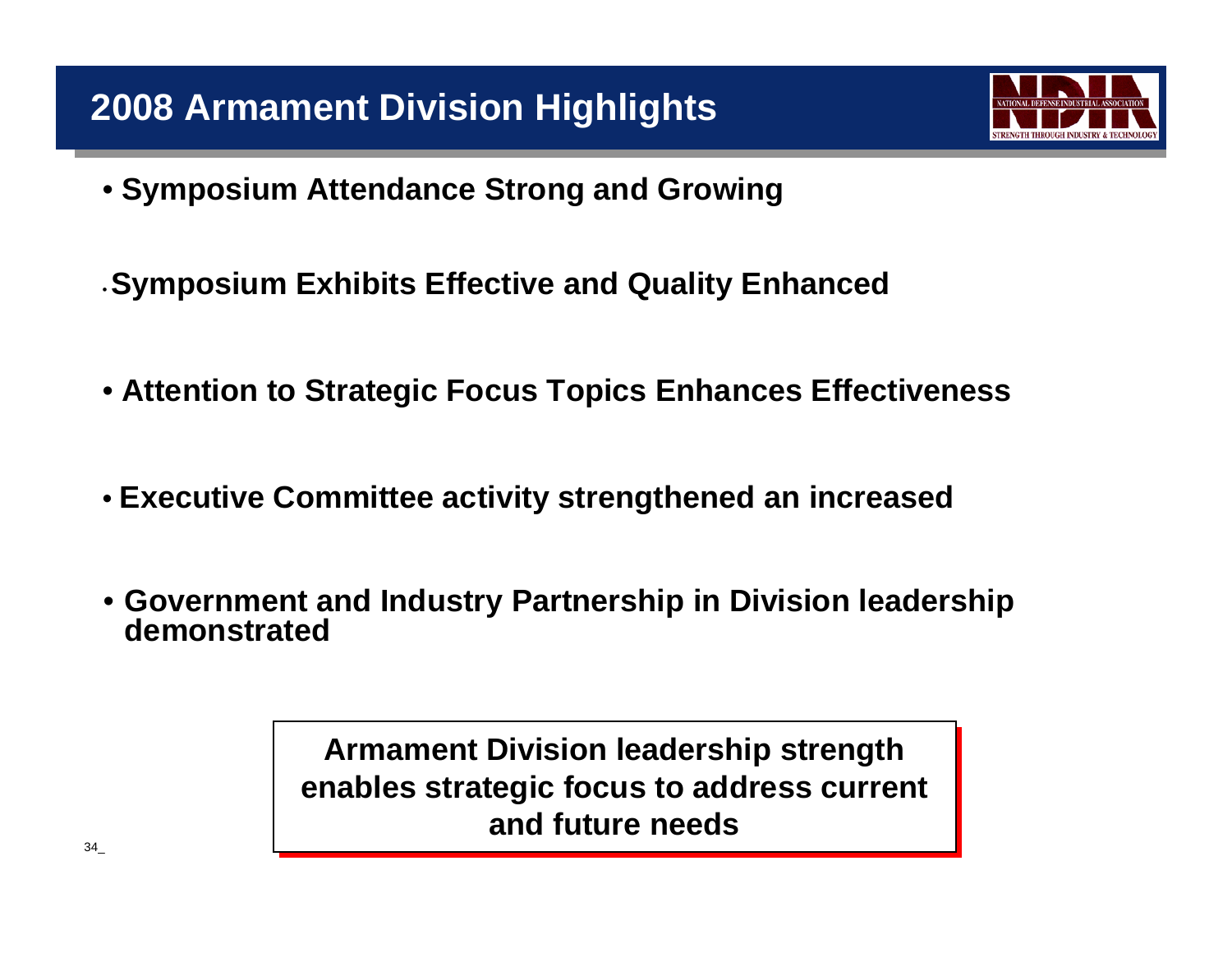# 2008 Armament Division Highlights

- Symposium Attendance Strong and Growing
- Symposium Exhibits Effective and Quality Enhanced
- Attention to Strategic Focus Topics Enhances Effectiveness
- Executive Committee activity strengthened an increased
- Government and Industry Partnership in Division leadership demonstrated

**Armament Division leadership strength enables strategic focus to address current and future needs**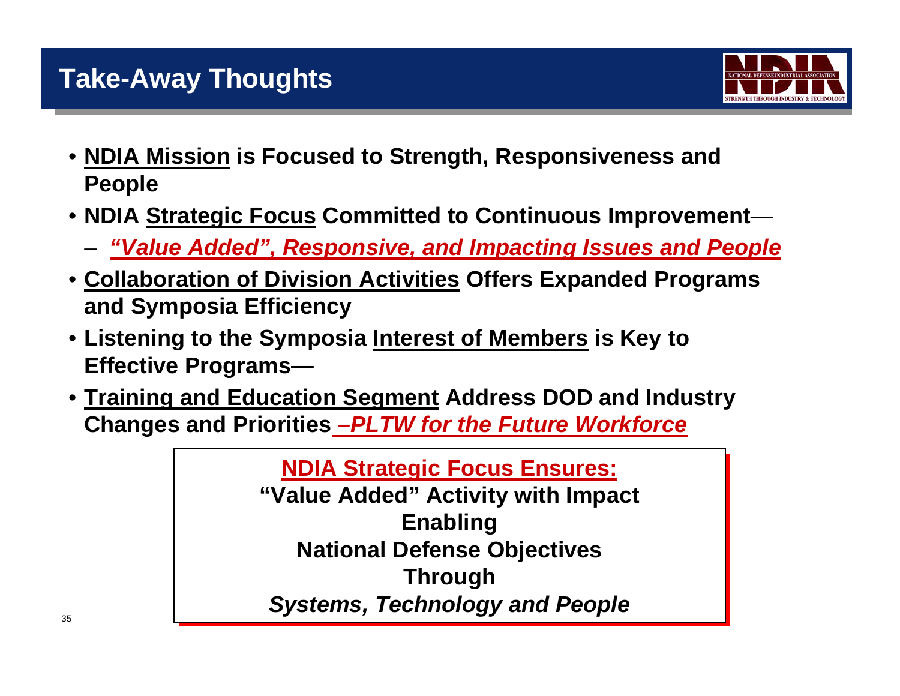# Take-Away Thoughts

- **NDIA Mission is Focused to Strength, Responsiveness and People**
- **NDIA Strategic Focus Committed to Continuous Improvement—**
  - ***"Value Added", Responsive, and Impacting Issues and People***
- **Collaboration of Division Activities Offers Expanded Programs and Symposia Efficiency**
- **Listening to the Symposia Interest of Members is Key to Effective Programs—**
- **Training and Education Segment Address DOD and Industry Changes and Priorities *–PLTW for the Future Workforce***

**NDIA Strategic Focus Ensures:**

**"Value Added" Activity with Impact**

**Enabling**

**National Defense Objectives**

**Through**

***Systems, Technology and People***